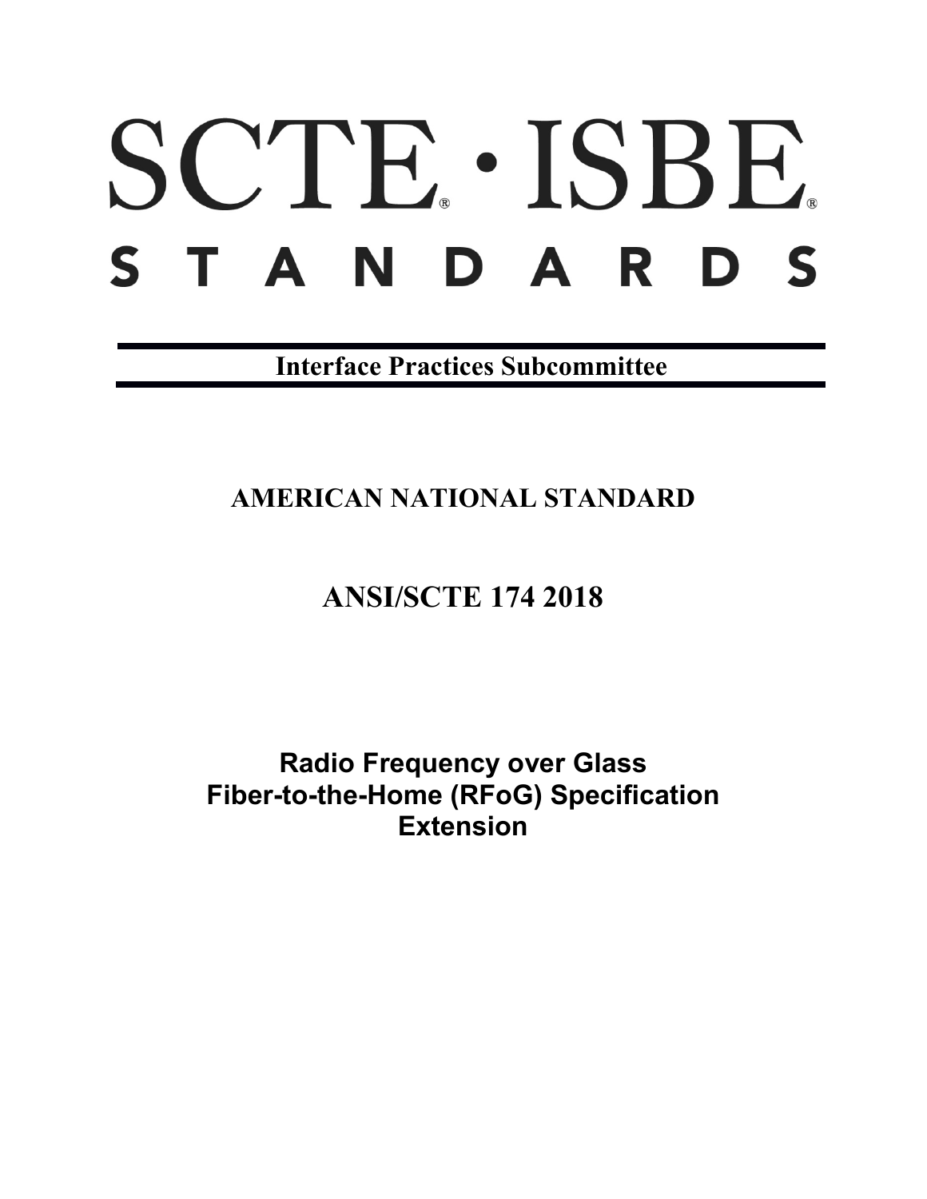# SCTE · ISBE
# STANDARDS

**Interface Practices Subcommittee**

**AMERICAN NATIONAL STANDARD**

## ANSI/SCTE 174 2018

## Radio Frequency over Glass Fiber-to-the-Home (RFoG) Specification Extension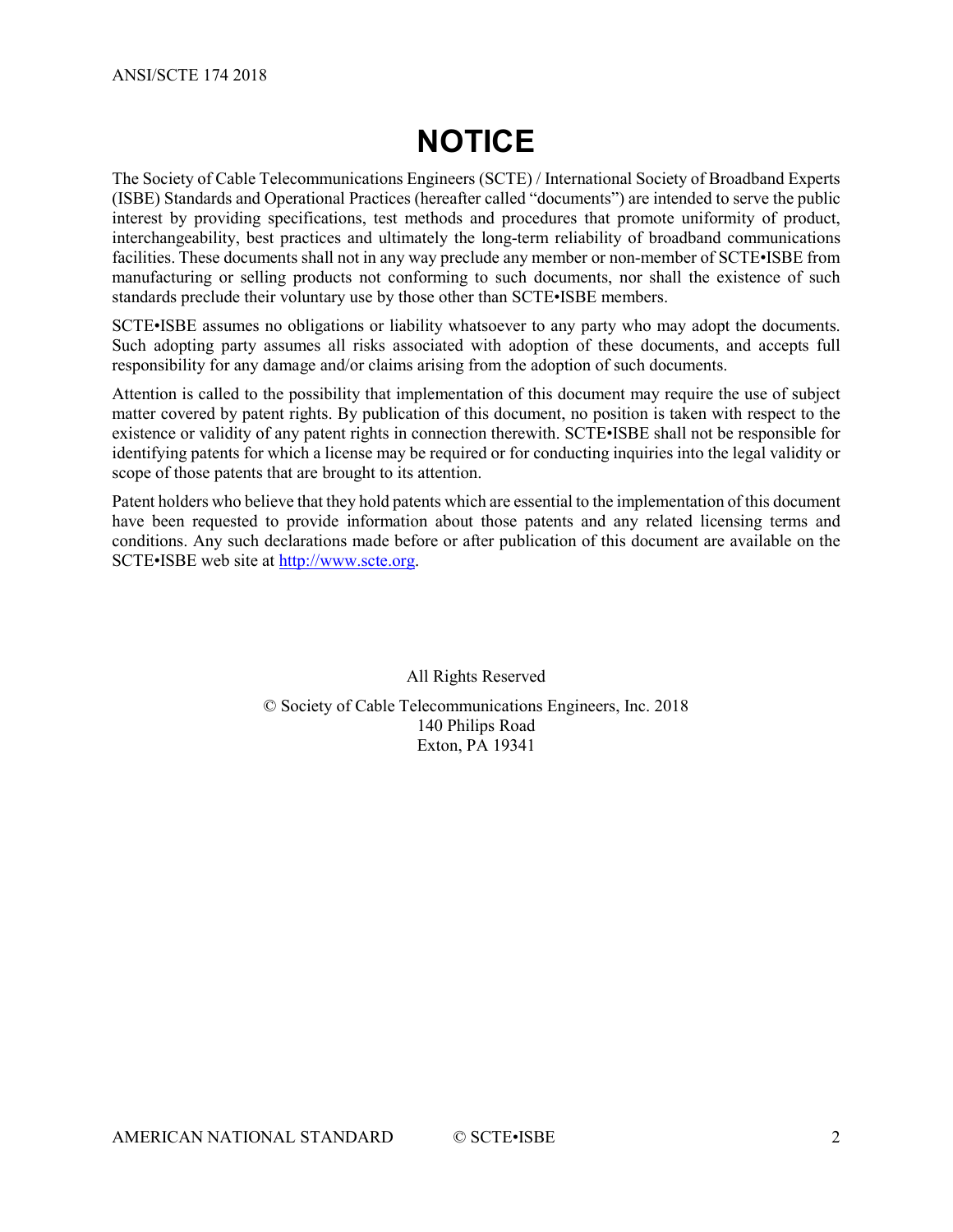# NOTICE

The Society of Cable Telecommunications Engineers (SCTE) / International Society of Broadband Experts (ISBE) Standards and Operational Practices (hereafter called "documents") are intended to serve the public interest by providing specifications, test methods and procedures that promote uniformity of product, interchangeability, best practices and ultimately the long-term reliability of broadband communications facilities. These documents shall not in any way preclude any member or non-member of SCTE•ISBE from manufacturing or selling products not conforming to such documents, nor shall the existence of such standards preclude their voluntary use by those other than SCTE•ISBE members.

SCTE•ISBE assumes no obligations or liability whatsoever to any party who may adopt the documents. Such adopting party assumes all risks associated with adoption of these documents, and accepts full responsibility for any damage and/or claims arising from the adoption of such documents.

Attention is called to the possibility that implementation of this document may require the use of subject matter covered by patent rights. By publication of this document, no position is taken with respect to the existence or validity of any patent rights in connection therewith. SCTE•ISBE shall not be responsible for identifying patents for which a license may be required or for conducting inquiries into the legal validity or scope of those patents that are brought to its attention.

Patent holders who believe that they hold patents which are essential to the implementation of this document have been requested to provide information about those patents and any related licensing terms and conditions. Any such declarations made before or after publication of this document are available on the SCTE•ISBE web site at http://www.scte.org.

All Rights Reserved

© Society of Cable Telecommunications Engineers, Inc. 2018
140 Philips Road
Exton, PA 19341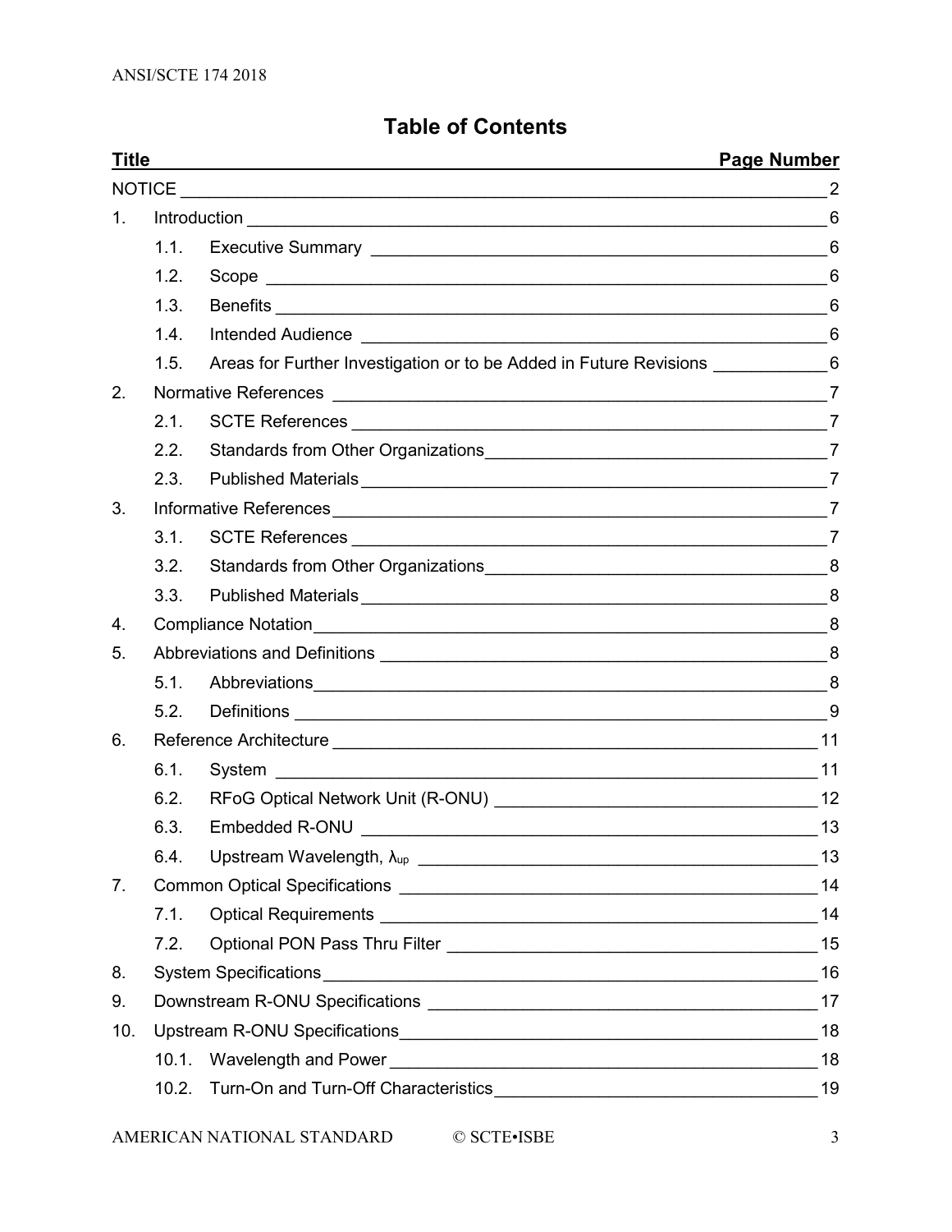## Table of Contents

| Title | Page Number |
|---|---|
| NOTICE | 2 |
| 1. Introduction | 6 |
| 1.1. Executive Summary | 6 |
| 1.2. Scope | 6 |
| 1.3. Benefits | 6 |
| 1.4. Intended Audience | 6 |
| 1.5. Areas for Further Investigation or to be Added in Future Revisions | 6 |
| 2. Normative References | 7 |
| 2.1. SCTE References | 7 |
| 2.2. Standards from Other Organizations | 7 |
| 2.3. Published Materials | 7 |
| 3. Informative References | 7 |
| 3.1. SCTE References | 7 |
| 3.2. Standards from Other Organizations | 8 |
| 3.3. Published Materials | 8 |
| 4. Compliance Notation | 8 |
| 5. Abbreviations and Definitions | 8 |
| 5.1. Abbreviations | 8 |
| 5.2. Definitions | 9 |
| 6. Reference Architecture | 11 |
| 6.1. System | 11 |
| 6.2. RFoG Optical Network Unit (R-ONU) | 12 |
| 6.3. Embedded R-ONU | 13 |
| 6.4. Upstream Wavelength, $\lambda_{up}$ | 13 |
| 7. Common Optical Specifications | 14 |
| 7.1. Optical Requirements | 14 |
| 7.2. Optional PON Pass Thru Filter | 15 |
| 8. System Specifications | 16 |
| 9. Downstream R-ONU Specifications | 17 |
| 10. Upstream R-ONU Specifications | 18 |
| 10.1. Wavelength and Power | 18 |
| 10.2. Turn-On and Turn-Off Characteristics | 19 |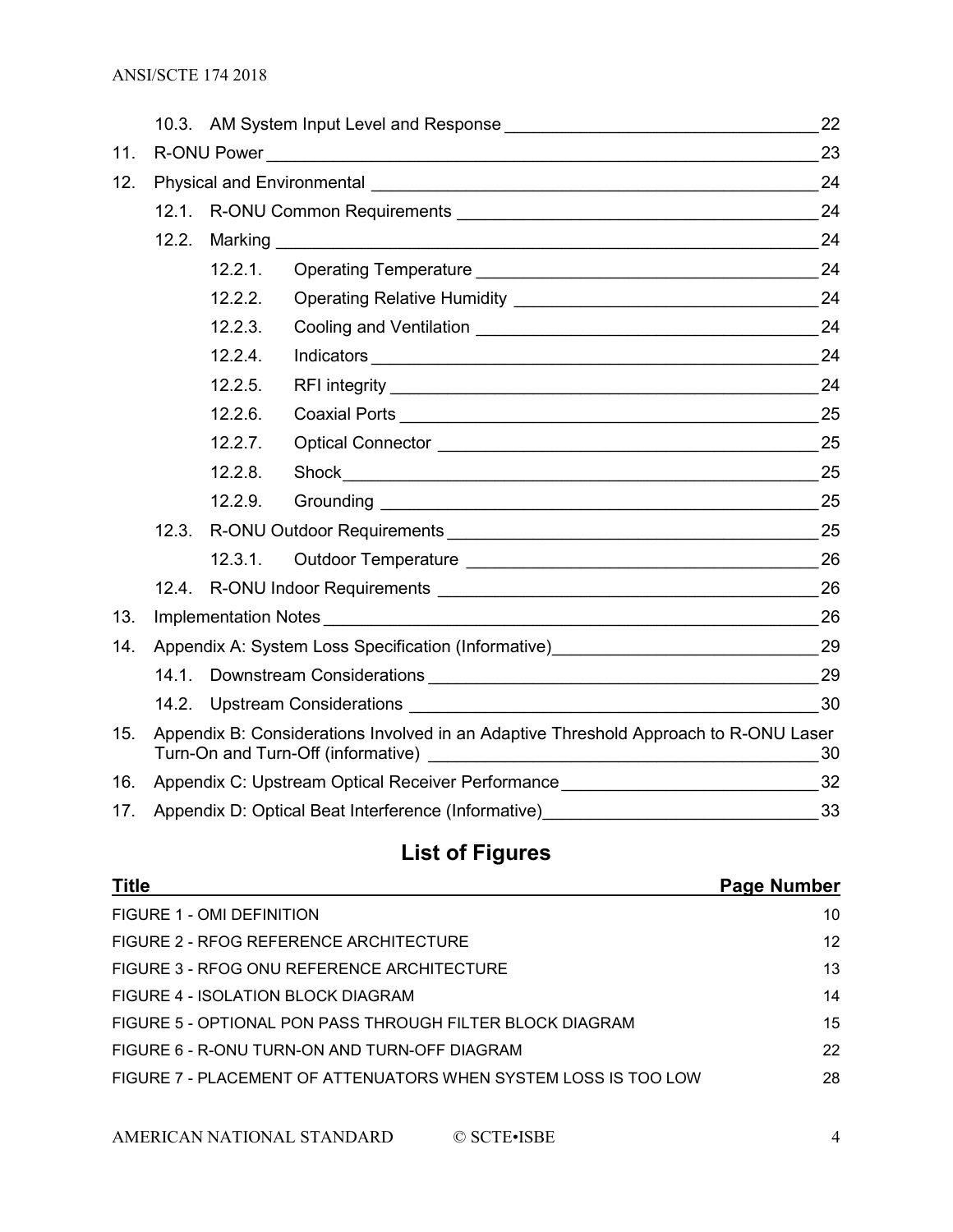10.3. AM System Input Level and Response — 22

11. R-ONU Power — 23

12. Physical and Environmental — 24

 12.1. R-ONU Common Requirements — 24

 12.2. Marking — 24

  12.2.1. Operating Temperature — 24

  12.2.2. Operating Relative Humidity — 24

  12.2.3. Cooling and Ventilation — 24

  12.2.4. Indicators — 24

  12.2.5. RFI integrity — 24

  12.2.6. Coaxial Ports — 25

  12.2.7. Optical Connector — 25

  12.2.8. Shock — 25

  12.2.9. Grounding — 25

 12.3. R-ONU Outdoor Requirements — 25

  12.3.1. Outdoor Temperature — 26

 12.4. R-ONU Indoor Requirements — 26

13. Implementation Notes — 26

14. Appendix A: System Loss Specification (Informative) — 29

 14.1. Downstream Considerations — 29

 14.2. Upstream Considerations — 30

15. Appendix B: Considerations Involved in an Adaptive Threshold Approach to R-ONU Laser Turn-On and Turn-Off (informative) — 30

16. Appendix C: Upstream Optical Receiver Performance — 32

17. Appendix D: Optical Beat Interference (Informative) — 33

## List of Figures

| Title | Page Number |
| --- | --- |
| FIGURE 1 - OMI DEFINITION | 10 |
| FIGURE 2 - RFOG REFERENCE ARCHITECTURE | 12 |
| FIGURE 3 - RFOG ONU REFERENCE ARCHITECTURE | 13 |
| FIGURE 4 - ISOLATION BLOCK DIAGRAM | 14 |
| FIGURE 5 - OPTIONAL PON PASS THROUGH FILTER BLOCK DIAGRAM | 15 |
| FIGURE 6 - R-ONU TURN-ON AND TURN-OFF DIAGRAM | 22 |
| FIGURE 7 - PLACEMENT OF ATTENUATORS WHEN SYSTEM LOSS IS TOO LOW | 28 |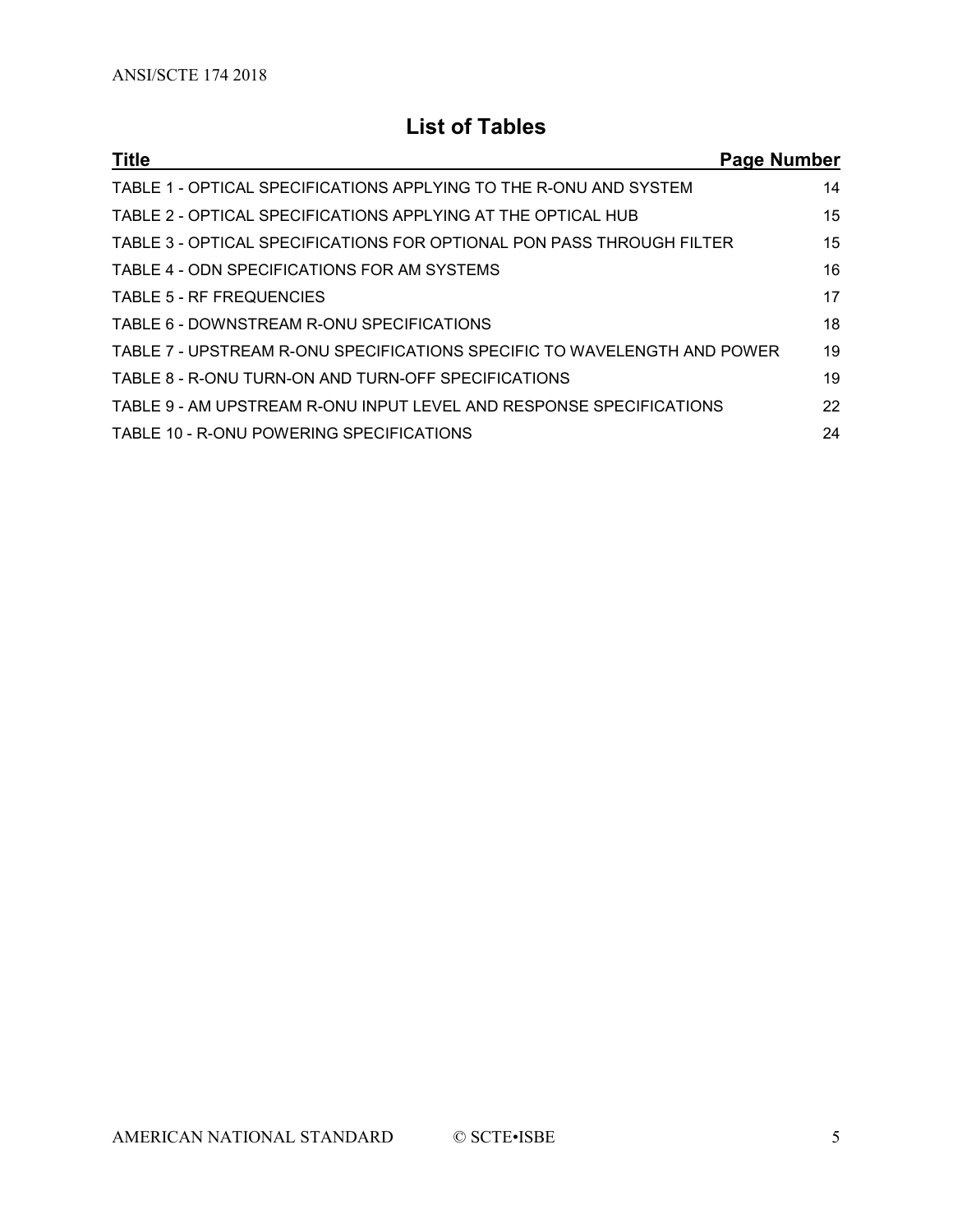## List of Tables

| Title | Page Number |
|---|---|
| TABLE 1 - OPTICAL SPECIFICATIONS APPLYING TO THE R-ONU AND SYSTEM | 14 |
| TABLE 2 - OPTICAL SPECIFICATIONS APPLYING AT THE OPTICAL HUB | 15 |
| TABLE 3 - OPTICAL SPECIFICATIONS FOR OPTIONAL PON PASS THROUGH FILTER | 15 |
| TABLE 4 - ODN SPECIFICATIONS FOR AM SYSTEMS | 16 |
| TABLE 5 - RF FREQUENCIES | 17 |
| TABLE 6 - DOWNSTREAM R-ONU SPECIFICATIONS | 18 |
| TABLE 7 - UPSTREAM R-ONU SPECIFICATIONS SPECIFIC TO WAVELENGTH AND POWER | 19 |
| TABLE 8 - R-ONU TURN-ON AND TURN-OFF SPECIFICATIONS | 19 |
| TABLE 9 - AM UPSTREAM R-ONU INPUT LEVEL AND RESPONSE SPECIFICATIONS | 22 |
| TABLE 10 - R-ONU POWERING SPECIFICATIONS | 24 |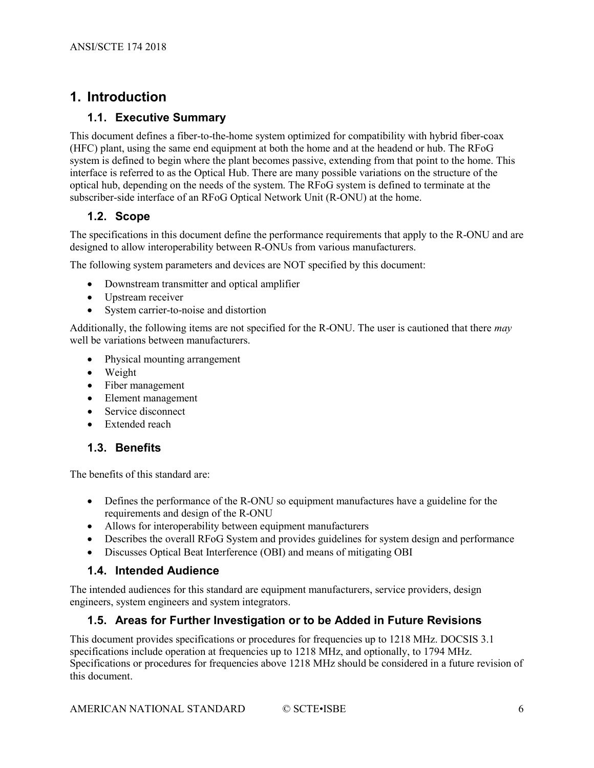# 1. Introduction

## 1.1. Executive Summary

This document defines a fiber-to-the-home system optimized for compatibility with hybrid fiber-coax (HFC) plant, using the same end equipment at both the home and at the headend or hub. The RFoG system is defined to begin where the plant becomes passive, extending from that point to the home. This interface is referred to as the Optical Hub. There are many possible variations on the structure of the optical hub, depending on the needs of the system. The RFoG system is defined to terminate at the subscriber-side interface of an RFoG Optical Network Unit (R-ONU) at the home.

## 1.2. Scope

The specifications in this document define the performance requirements that apply to the R-ONU and are designed to allow interoperability between R-ONUs from various manufacturers.

The following system parameters and devices are NOT specified by this document:

- Downstream transmitter and optical amplifier
- Upstream receiver
- System carrier-to-noise and distortion

Additionally, the following items are not specified for the R-ONU. The user is cautioned that there *may* well be variations between manufacturers.

- Physical mounting arrangement
- Weight
- Fiber management
- Element management
- Service disconnect
- Extended reach

## 1.3. Benefits

The benefits of this standard are:

- Defines the performance of the R-ONU so equipment manufactures have a guideline for the requirements and design of the R-ONU
- Allows for interoperability between equipment manufacturers
- Describes the overall RFoG System and provides guidelines for system design and performance
- Discusses Optical Beat Interference (OBI) and means of mitigating OBI

## 1.4. Intended Audience

The intended audiences for this standard are equipment manufacturers, service providers, design engineers, system engineers and system integrators.

## 1.5. Areas for Further Investigation or to be Added in Future Revisions

This document provides specifications or procedures for frequencies up to 1218 MHz. DOCSIS 3.1 specifications include operation at frequencies up to 1218 MHz, and optionally, to 1794 MHz. Specifications or procedures for frequencies above 1218 MHz should be considered in a future revision of this document.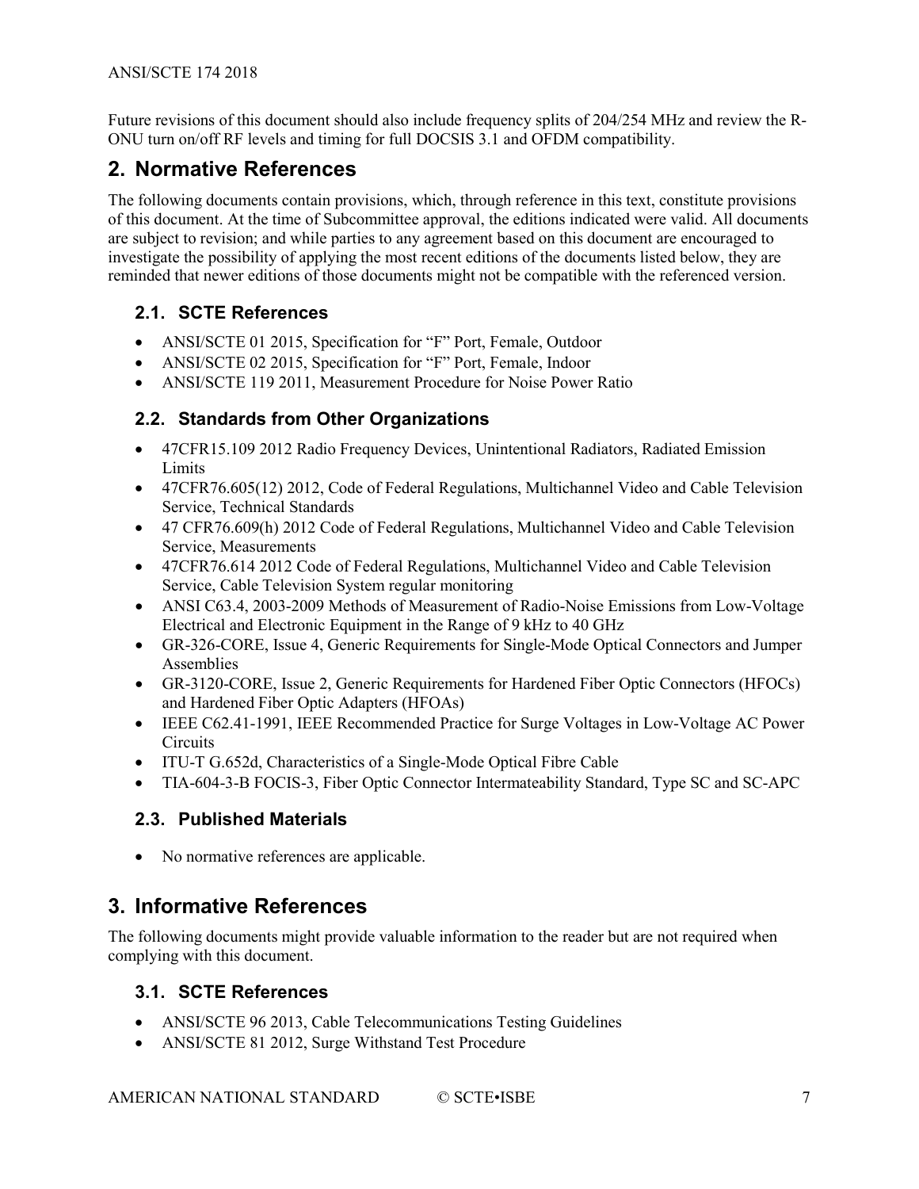Future revisions of this document should also include frequency splits of 204/254 MHz and review the R-ONU turn on/off RF levels and timing for full DOCSIS 3.1 and OFDM compatibility.

# 2. Normative References

The following documents contain provisions, which, through reference in this text, constitute provisions of this document. At the time of Subcommittee approval, the editions indicated were valid. All documents are subject to revision; and while parties to any agreement based on this document are encouraged to investigate the possibility of applying the most recent editions of the documents listed below, they are reminded that newer editions of those documents might not be compatible with the referenced version.

## 2.1. SCTE References

- ANSI/SCTE 01 2015, Specification for "F" Port, Female, Outdoor
- ANSI/SCTE 02 2015, Specification for "F" Port, Female, Indoor
- ANSI/SCTE 119 2011, Measurement Procedure for Noise Power Ratio

## 2.2. Standards from Other Organizations

- 47CFR15.109 2012 Radio Frequency Devices, Unintentional Radiators, Radiated Emission Limits
- 47CFR76.605(12) 2012, Code of Federal Regulations, Multichannel Video and Cable Television Service, Technical Standards
- 47 CFR76.609(h) 2012 Code of Federal Regulations, Multichannel Video and Cable Television Service, Measurements
- 47CFR76.614 2012 Code of Federal Regulations, Multichannel Video and Cable Television Service, Cable Television System regular monitoring
- ANSI C63.4, 2003-2009 Methods of Measurement of Radio-Noise Emissions from Low-Voltage Electrical and Electronic Equipment in the Range of 9 kHz to 40 GHz
- GR-326-CORE, Issue 4, Generic Requirements for Single-Mode Optical Connectors and Jumper Assemblies
- GR-3120-CORE, Issue 2, Generic Requirements for Hardened Fiber Optic Connectors (HFOCs) and Hardened Fiber Optic Adapters (HFOAs)
- IEEE C62.41-1991, IEEE Recommended Practice for Surge Voltages in Low-Voltage AC Power Circuits
- ITU-T G.652d, Characteristics of a Single-Mode Optical Fibre Cable
- TIA-604-3-B FOCIS-3, Fiber Optic Connector Intermateability Standard, Type SC and SC-APC

## 2.3. Published Materials

- No normative references are applicable.

# 3. Informative References

The following documents might provide valuable information to the reader but are not required when complying with this document.

## 3.1. SCTE References

- ANSI/SCTE 96 2013, Cable Telecommunications Testing Guidelines
- ANSI/SCTE 81 2012, Surge Withstand Test Procedure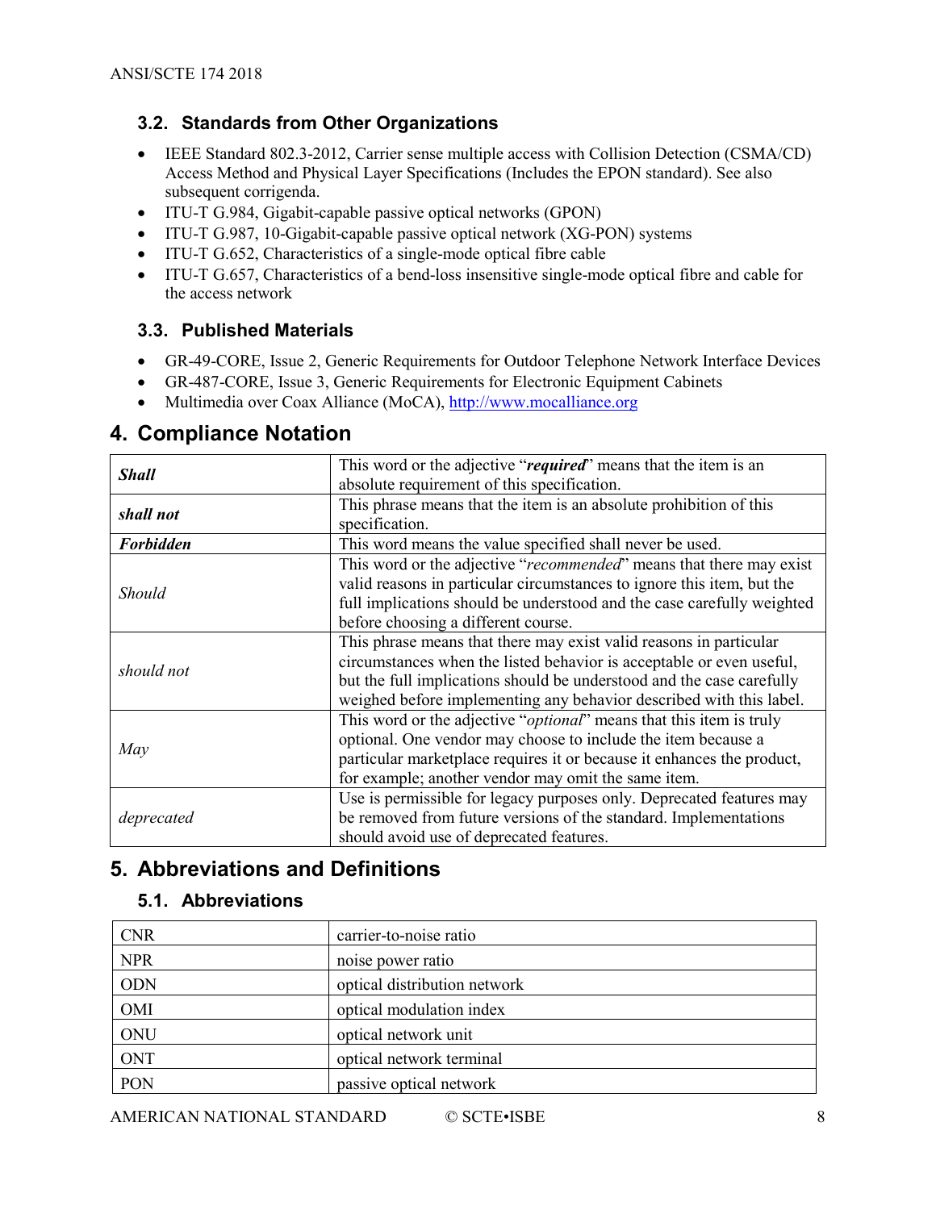### 3.2. Standards from Other Organizations

- IEEE Standard 802.3-2012, Carrier sense multiple access with Collision Detection (CSMA/CD) Access Method and Physical Layer Specifications (Includes the EPON standard). See also subsequent corrigenda.
- ITU-T G.984, Gigabit-capable passive optical networks (GPON)
- ITU-T G.987, 10-Gigabit-capable passive optical network (XG-PON) systems
- ITU-T G.652, Characteristics of a single-mode optical fibre cable
- ITU-T G.657, Characteristics of a bend-loss insensitive single-mode optical fibre and cable for the access network

### 3.3. Published Materials

- GR-49-CORE, Issue 2, Generic Requirements for Outdoor Telephone Network Interface Devices
- GR-487-CORE, Issue 3, Generic Requirements for Electronic Equipment Cabinets
- Multimedia over Coax Alliance (MoCA), http://www.mocalliance.org

## 4. Compliance Notation

| | |
|---|---|
| ***Shall*** | This word or the adjective "***required***" means that the item is an absolute requirement of this specification. |
| ***shall not*** | This phrase means that the item is an absolute prohibition of this specification. |
| ***Forbidden*** | This word means the value specified shall never be used. |
| *Should* | This word or the adjective "*recommended*" means that there may exist valid reasons in particular circumstances to ignore this item, but the full implications should be understood and the case carefully weighted before choosing a different course. |
| *should not* | This phrase means that there may exist valid reasons in particular circumstances when the listed behavior is acceptable or even useful, but the full implications should be understood and the case carefully weighed before implementing any behavior described with this label. |
| *May* | This word or the adjective "*optional*" means that this item is truly optional. One vendor may choose to include the item because a particular marketplace requires it or because it enhances the product, for example; another vendor may omit the same item. |
| *deprecated* | Use is permissible for legacy purposes only. Deprecated features may be removed from future versions of the standard. Implementations should avoid use of deprecated features. |

## 5. Abbreviations and Definitions

### 5.1. Abbreviations

| | |
|---|---|
| CNR | carrier-to-noise ratio |
| NPR | noise power ratio |
| ODN | optical distribution network |
| OMI | optical modulation index |
| ONU | optical network unit |
| ONT | optical network terminal |
| PON | passive optical network |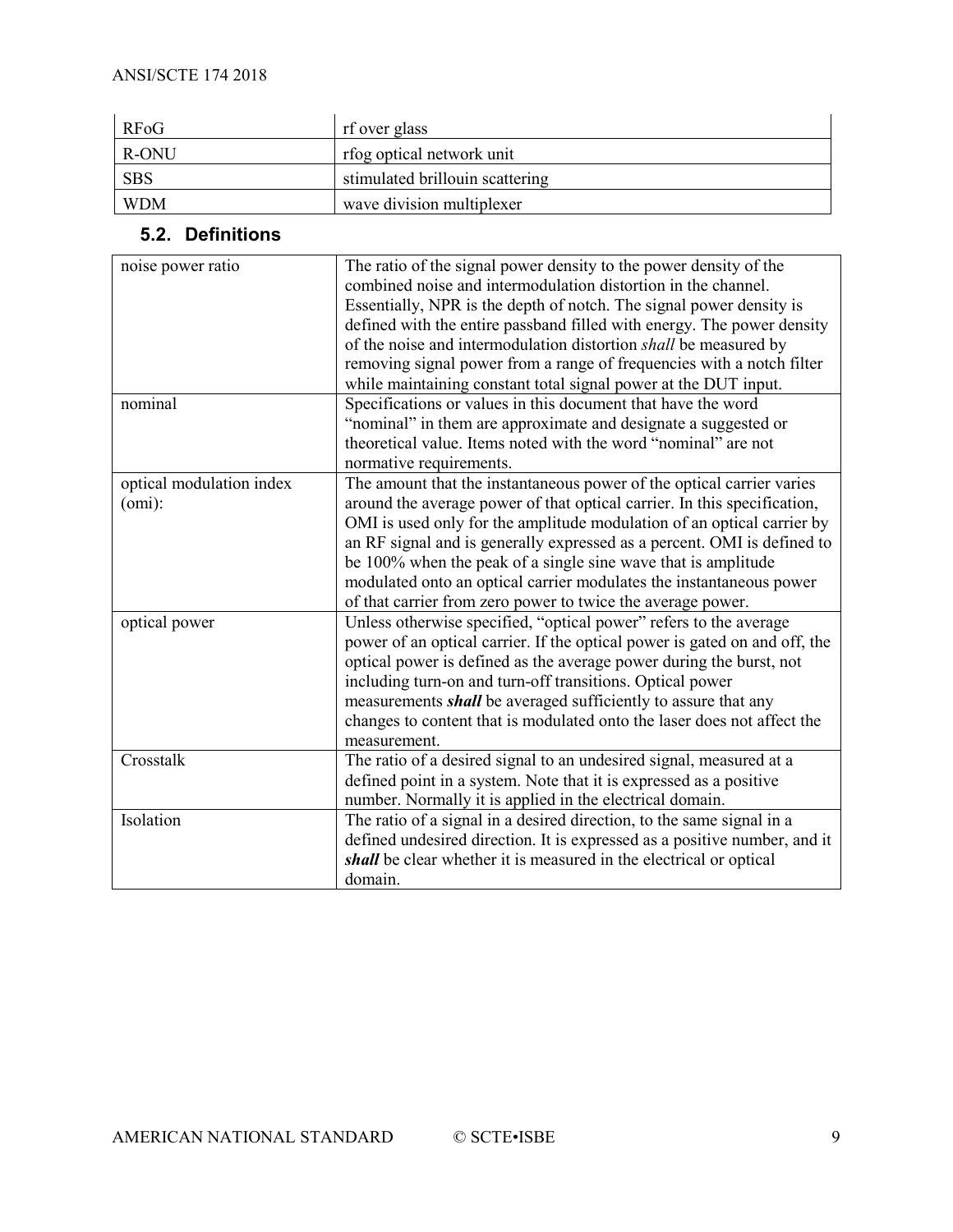| | |
|---|---|
| RFoG | rf over glass |
| R-ONU | rfog optical network unit |
| SBS | stimulated brillouin scattering |
| WDM | wave division multiplexer |

## 5.2. Definitions

| | |
|---|---|
| noise power ratio | The ratio of the signal power density to the power density of the combined noise and intermodulation distortion in the channel. Essentially, NPR is the depth of notch. The signal power density is defined with the entire passband filled with energy. The power density of the noise and intermodulation distortion *shall* be measured by removing signal power from a range of frequencies with a notch filter while maintaining constant total signal power at the DUT input. |
| nominal | Specifications or values in this document that have the word "nominal" in them are approximate and designate a suggested or theoretical value. Items noted with the word "nominal" are not normative requirements. |
| optical modulation index (omi): | The amount that the instantaneous power of the optical carrier varies around the average power of that optical carrier. In this specification, OMI is used only for the amplitude modulation of an optical carrier by an RF signal and is generally expressed as a percent. OMI is defined to be 100% when the peak of a single sine wave that is amplitude modulated onto an optical carrier modulates the instantaneous power of that carrier from zero power to twice the average power. |
| optical power | Unless otherwise specified, "optical power" refers to the average power of an optical carrier. If the optical power is gated on and off, the optical power is defined as the average power during the burst, not including turn-on and turn-off transitions. Optical power measurements ***shall*** be averaged sufficiently to assure that any changes to content that is modulated onto the laser does not affect the measurement. |
| Crosstalk | The ratio of a desired signal to an undesired signal, measured at a defined point in a system. Note that it is expressed as a positive number. Normally it is applied in the electrical domain. |
| Isolation | The ratio of a signal in a desired direction, to the same signal in a defined undesired direction. It is expressed as a positive number, and it ***shall*** be clear whether it is measured in the electrical or optical domain. |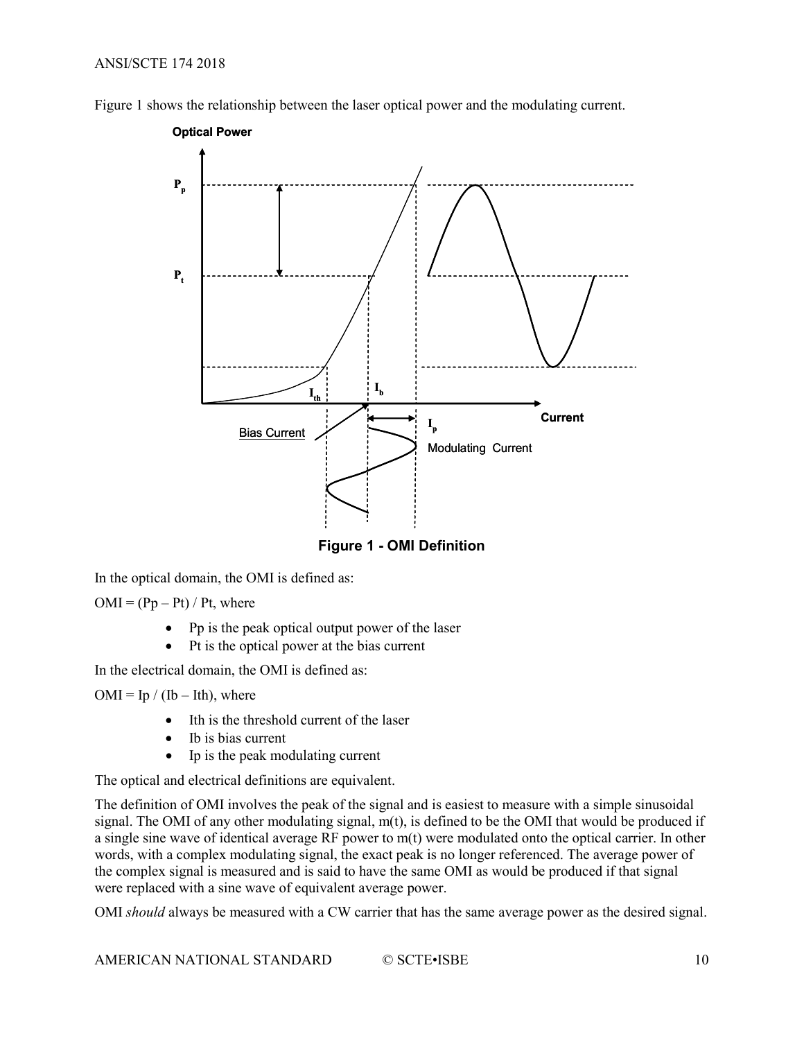Figure 1 shows the relationship between the laser optical power and the modulating current.

Optical Power

$P_p$

$P_t$

$I_{th}$

$I_b$

Current

Bias Current

$I_p$

Modulating Current

**Figure 1 - OMI Definition**

In the optical domain, the OMI is defined as:

OMI = (Pp – Pt) / Pt, where

- Pp is the peak optical output power of the laser
- Pt is the optical power at the bias current

In the electrical domain, the OMI is defined as:

OMI = Ip / (Ib – Ith), where

- Ith is the threshold current of the laser
- Ib is bias current
- Ip is the peak modulating current

The optical and electrical definitions are equivalent.

The definition of OMI involves the peak of the signal and is easiest to measure with a simple sinusoidal signal. The OMI of any other modulating signal, m(t), is defined to be the OMI that would be produced if a single sine wave of identical average RF power to m(t) were modulated onto the optical carrier. In other words, with a complex modulating signal, the exact peak is no longer referenced. The average power of the complex signal is measured and is said to have the same OMI as would be produced if that signal were replaced with a sine wave of equivalent average power.

OMI *should* always be measured with a CW carrier that has the same average power as the desired signal.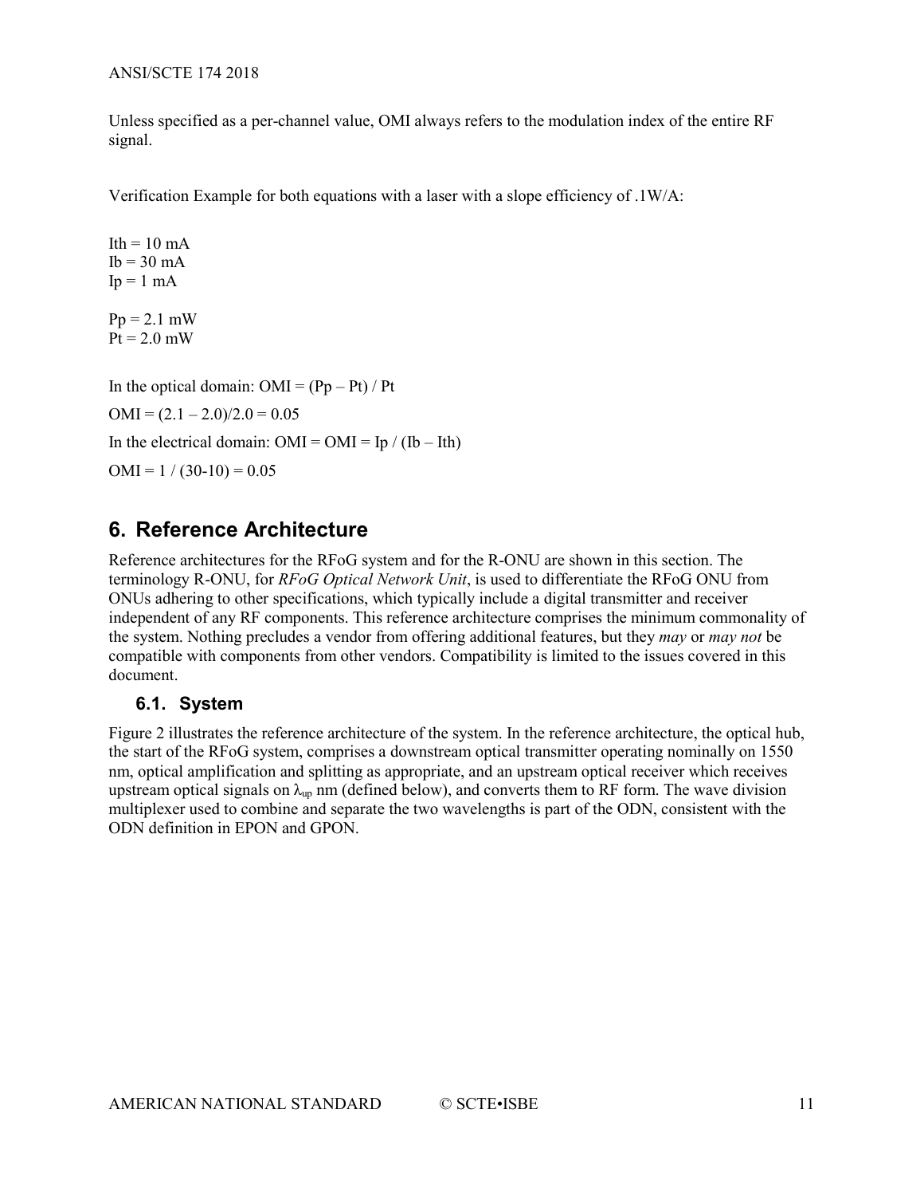Unless specified as a per-channel value, OMI always refers to the modulation index of the entire RF signal.

Verification Example for both equations with a laser with a slope efficiency of .1W/A:

Ith = 10 mA
Ib = 30 mA
Ip = 1 mA

Pp = 2.1 mW
Pt = 2.0 mW

In the optical domain: OMI = (Pp – Pt) / Pt

OMI = (2.1 – 2.0)/2.0 = 0.05

In the electrical domain: OMI = OMI = Ip / (Ib – Ith)

OMI = 1 / (30-10) = 0.05

# 6. Reference Architecture

Reference architectures for the RFoG system and for the R-ONU are shown in this section. The terminology R-ONU, for *RFoG Optical Network Unit*, is used to differentiate the RFoG ONU from ONUs adhering to other specifications, which typically include a digital transmitter and receiver independent of any RF components. This reference architecture comprises the minimum commonality of the system. Nothing precludes a vendor from offering additional features, but they *may* or *may not* be compatible with components from other vendors. Compatibility is limited to the issues covered in this document.

## 6.1. System

Figure 2 illustrates the reference architecture of the system. In the reference architecture, the optical hub, the start of the RFoG system, comprises a downstream optical transmitter operating nominally on 1550 nm, optical amplification and splitting as appropriate, and an upstream optical receiver which receives upstream optical signals on $\lambda_{up}$ nm (defined below), and converts them to RF form. The wave division multiplexer used to combine and separate the two wavelengths is part of the ODN, consistent with the ODN definition in EPON and GPON.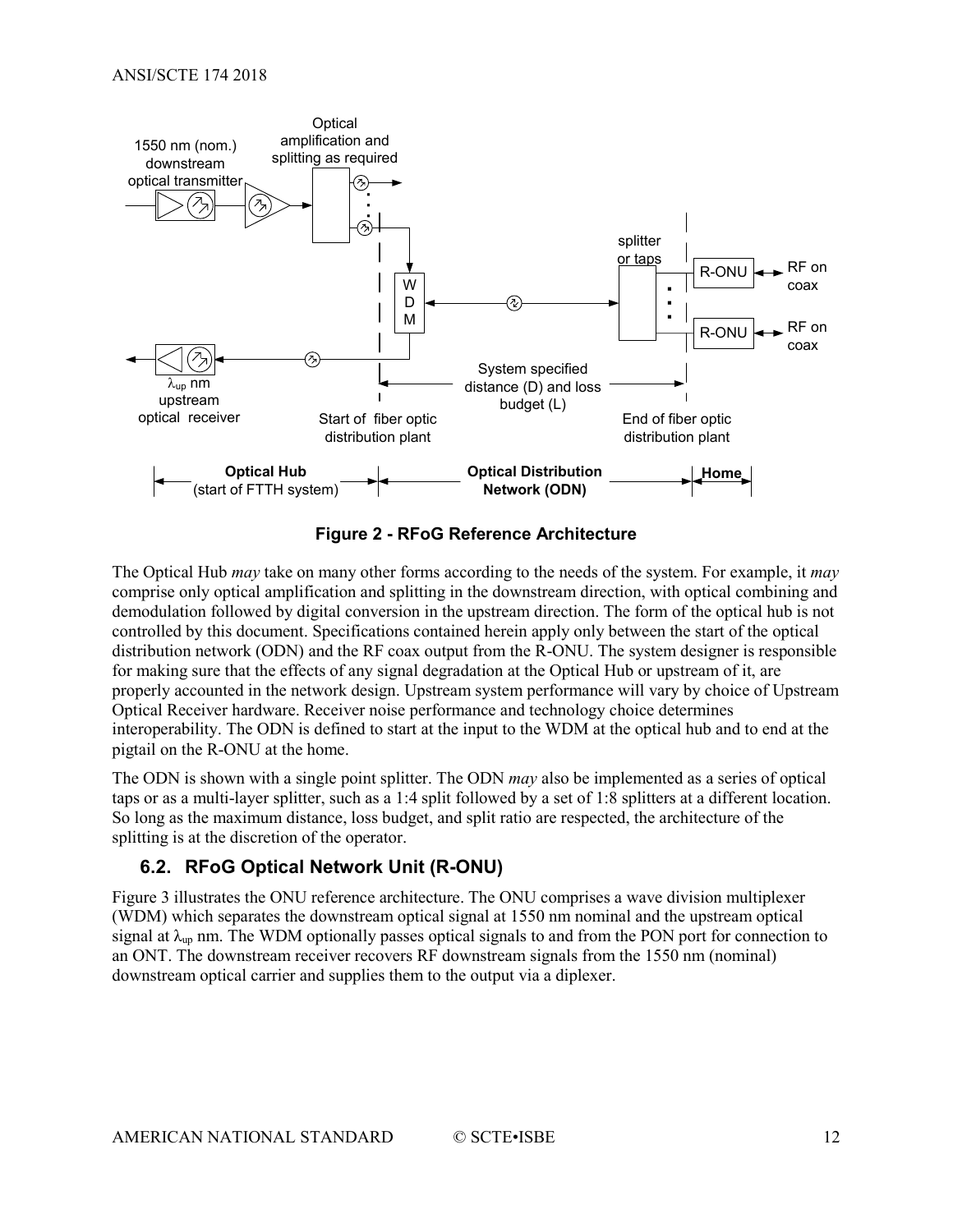1550 nm (nom.) downstream optical transmitter

Optical amplification and splitting as required

W D M

splitter or taps

R-ONU

RF on coax

R-ONU

RF on coax

$\lambda_{up}$ nm upstream optical receiver

System specified distance (D) and loss budget (L)

Start of fiber optic distribution plant

End of fiber optic distribution plant

**Optical Hub** (start of FTTH system)

**Optical Distribution Network (ODN)**

**Home**

**Figure 2 - RFoG Reference Architecture**

The Optical Hub *may* take on many other forms according to the needs of the system. For example, it *may* comprise only optical amplification and splitting in the downstream direction, with optical combining and demodulation followed by digital conversion in the upstream direction. The form of the optical hub is not controlled by this document. Specifications contained herein apply only between the start of the optical distribution network (ODN) and the RF coax output from the R-ONU. The system designer is responsible for making sure that the effects of any signal degradation at the Optical Hub or upstream of it, are properly accounted in the network design. Upstream system performance will vary by choice of Upstream Optical Receiver hardware. Receiver noise performance and technology choice determines interoperability. The ODN is defined to start at the input to the WDM at the optical hub and to end at the pigtail on the R-ONU at the home.

The ODN is shown with a single point splitter. The ODN *may* also be implemented as a series of optical taps or as a multi-layer splitter, such as a 1:4 split followed by a set of 1:8 splitters at a different location. So long as the maximum distance, loss budget, and split ratio are respected, the architecture of the splitting is at the discretion of the operator.

## 6.2. RFoG Optical Network Unit (R-ONU)

Figure 3 illustrates the ONU reference architecture. The ONU comprises a wave division multiplexer (WDM) which separates the downstream optical signal at 1550 nm nominal and the upstream optical signal at $\lambda_{up}$ nm. The WDM optionally passes optical signals to and from the PON port for connection to an ONT. The downstream receiver recovers RF downstream signals from the 1550 nm (nominal) downstream optical carrier and supplies them to the output via a diplexer.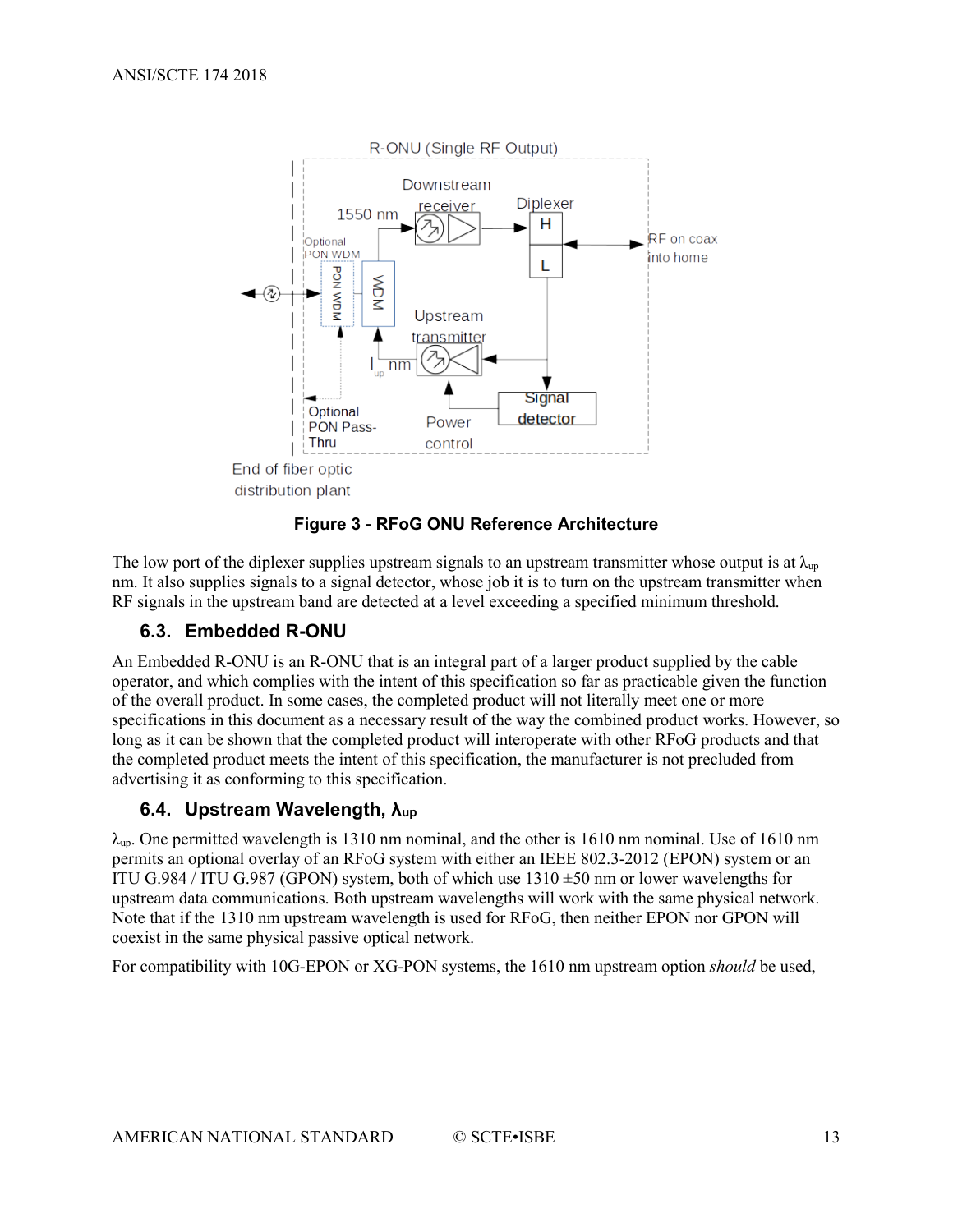R-ONU (Single RF Output)

Downstream receiver

1550 nm

Diplexer

H

L

RF on coax into home

Optional PON WDM

PON WDM

WDM

Upstream transmitter

$\lambda_{up}$ nm

Optional PON Pass-Thru

Power control

Signal detector

End of fiber optic distribution plant

**Figure 3 - RFoG ONU Reference Architecture**

The low port of the diplexer supplies upstream signals to an upstream transmitter whose output is at $\lambda_{up}$ nm. It also supplies signals to a signal detector, whose job it is to turn on the upstream transmitter when RF signals in the upstream band are detected at a level exceeding a specified minimum threshold.

## 6.3. Embedded R-ONU

An Embedded R-ONU is an R-ONU that is an integral part of a larger product supplied by the cable operator, and which complies with the intent of this specification so far as practicable given the function of the overall product. In some cases, the completed product will not literally meet one or more specifications in this document as a necessary result of the way the combined product works. However, so long as it can be shown that the completed product will interoperate with other RFoG products and that the completed product meets the intent of this specification, the manufacturer is not precluded from advertising it as conforming to this specification.

## 6.4. Upstream Wavelength, $\lambda_{up}$

$\lambda_{up}$. One permitted wavelength is 1310 nm nominal, and the other is 1610 nm nominal. Use of 1610 nm permits an optional overlay of an RFoG system with either an IEEE 802.3-2012 (EPON) system or an ITU G.984 / ITU G.987 (GPON) system, both of which use 1310 ±50 nm or lower wavelengths for upstream data communications. Both upstream wavelengths will work with the same physical network. Note that if the 1310 nm upstream wavelength is used for RFoG, then neither EPON nor GPON will coexist in the same physical passive optical network.

For compatibility with 10G-EPON or XG-PON systems, the 1610 nm upstream option *should* be used,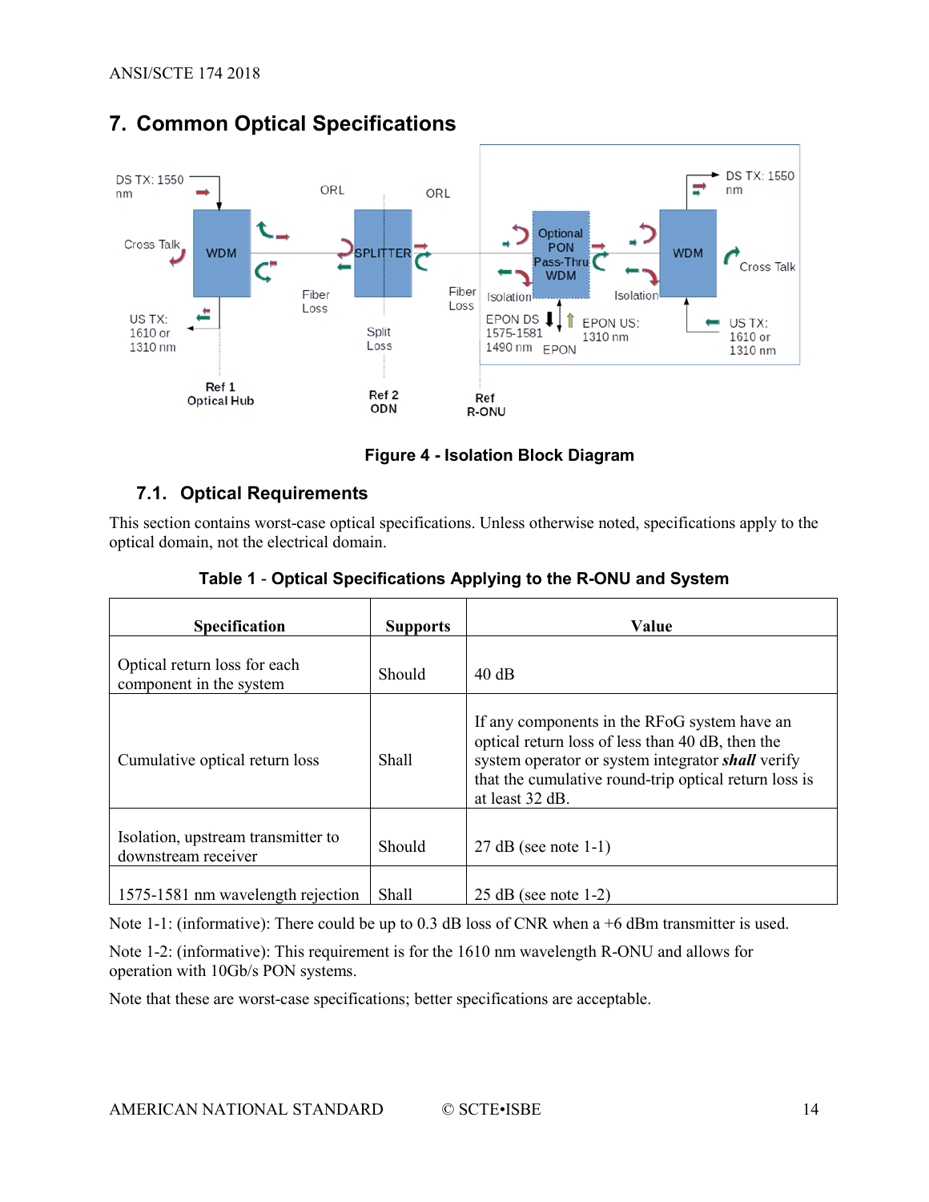# 7. Common Optical Specifications

DS TX: 1550 nm

ORL

ORL

DS TX: 1550 nm

Cross Talk

WDM

SPLITTER

Optional PON Pass-Thru WDM

WDM

Cross Talk

Fiber Loss

Fiber Loss

Isolation

Isolation

US TX: 1610 or 1310 nm

Split Loss

EPON DS 1575-1581 1490 nm

EPON US: 1310 nm

EPON

US TX: 1610 or 1310 nm

Ref 1 Optical Hub

Ref 2 ODN

Ref R-ONU

**Figure 4 - Isolation Block Diagram**

## 7.1. Optical Requirements

This section contains worst-case optical specifications. Unless otherwise noted, specifications apply to the optical domain, not the electrical domain.

**Table 1 - Optical Specifications Applying to the R-ONU and System**

| Specification | Supports | Value |
| --- | --- | --- |
| Optical return loss for each component in the system | Should | 40 dB |
| Cumulative optical return loss | Shall | If any components in the RFoG system have an optical return loss of less than 40 dB, then the system operator or system integrator ***shall*** verify that the cumulative round-trip optical return loss is at least 32 dB. |
| Isolation, upstream transmitter to downstream receiver | Should | 27 dB (see note 1-1) |
| 1575-1581 nm wavelength rejection | Shall | 25 dB (see note 1-2) |

Note 1-1: (informative): There could be up to 0.3 dB loss of CNR when a +6 dBm transmitter is used.

Note 1-2: (informative): This requirement is for the 1610 nm wavelength R-ONU and allows for operation with 10Gb/s PON systems.

Note that these are worst-case specifications; better specifications are acceptable.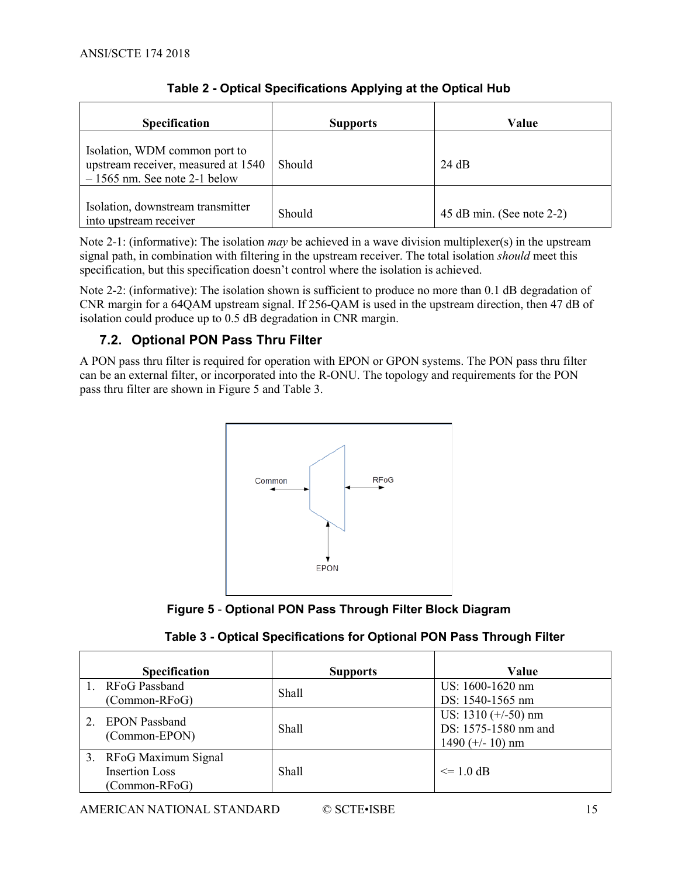**Table 2 - Optical Specifications Applying at the Optical Hub**

| Specification | Supports | Value |
|---|---|---|
| Isolation, WDM common port to upstream receiver, measured at 1540 – 1565 nm. See note 2-1 below | Should | 24 dB |
| Isolation, downstream transmitter into upstream receiver | Should | 45 dB min. (See note 2-2) |

Note 2-1: (informative): The isolation *may* be achieved in a wave division multiplexer(s) in the upstream signal path, in combination with filtering in the upstream receiver. The total isolation *should* meet this specification, but this specification doesn't control where the isolation is achieved.

Note 2-2: (informative): The isolation shown is sufficient to produce no more than 0.1 dB degradation of CNR margin for a 64QAM upstream signal. If 256-QAM is used in the upstream direction, then 47 dB of isolation could produce up to 0.5 dB degradation in CNR margin.

## 7.2. Optional PON Pass Thru Filter

A PON pass thru filter is required for operation with EPON or GPON systems. The PON pass thru filter can be an external filter, or incorporated into the R-ONU. The topology and requirements for the PON pass thru filter are shown in Figure 5 and Table 3.

Common

RFoG

EPON

**Figure 5 - Optional PON Pass Through Filter Block Diagram**

**Table 3 - Optical Specifications for Optional PON Pass Through Filter**

| Specification | Supports | Value |
|---|---|---|
| 1. RFoG Passband (Common-RFoG) | Shall | US: 1600-1620 nm<br>DS: 1540-1565 nm |
| 2. EPON Passband (Common-EPON) | Shall | US: 1310 (+/-50) nm<br>DS: 1575-1580 nm and 1490 (+/- 10) nm |
| 3. RFoG Maximum Signal Insertion Loss (Common-RFoG) | Shall | <= 1.0 dB |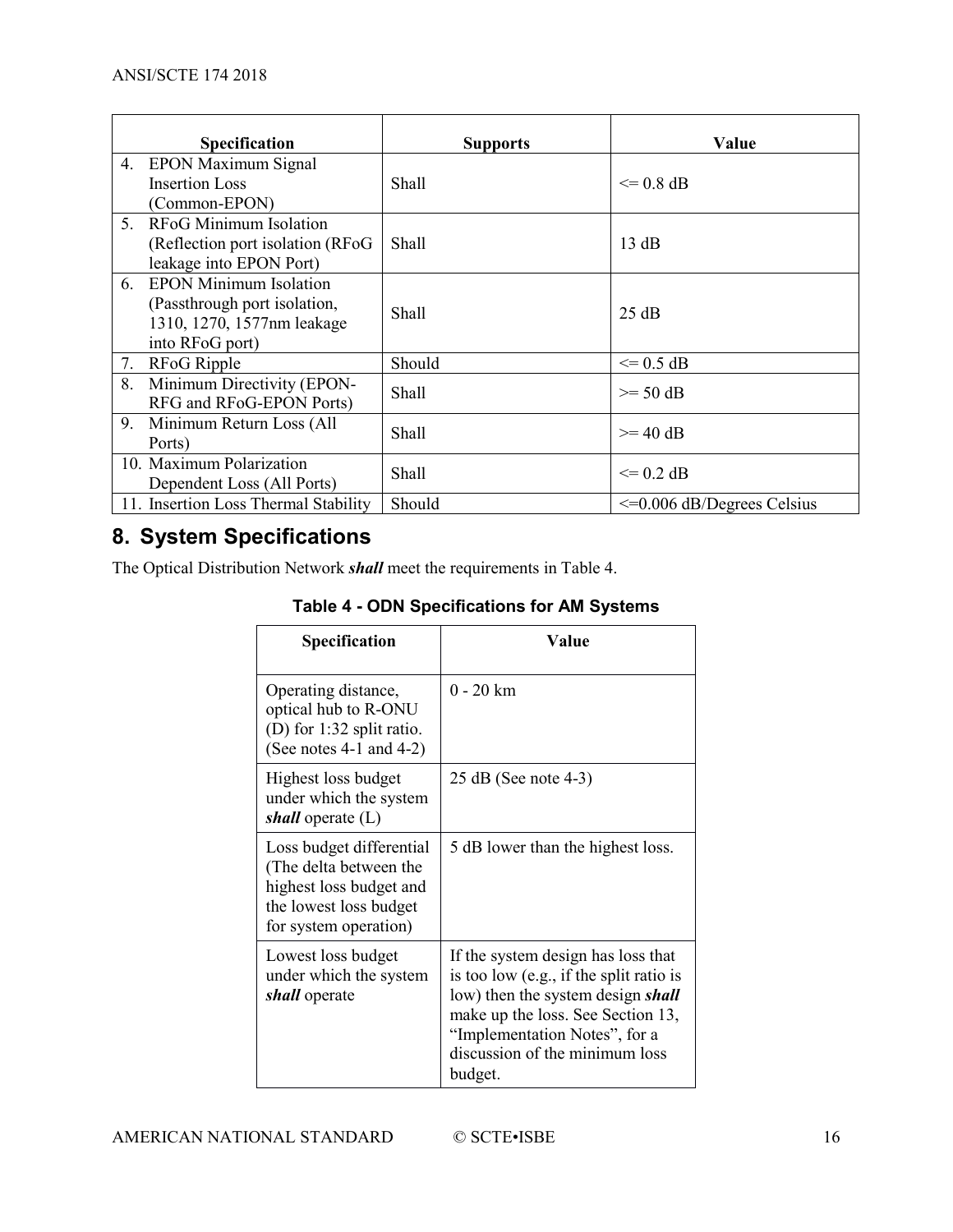| Specification | Supports | Value |
|---|---|---|
| 4. EPON Maximum Signal Insertion Loss (Common-EPON) | Shall | <= 0.8 dB |
| 5. RFoG Minimum Isolation (Reflection port isolation (RFoG leakage into EPON Port) | Shall | 13 dB |
| 6. EPON Minimum Isolation (Passthrough port isolation, 1310, 1270, 1577nm leakage into RFoG port) | Shall | 25 dB |
| 7. RFoG Ripple | Should | <= 0.5 dB |
| 8. Minimum Directivity (EPON-RFG and RFoG-EPON Ports) | Shall | >= 50 dB |
| 9. Minimum Return Loss (All Ports) | Shall | >= 40 dB |
| 10. Maximum Polarization Dependent Loss (All Ports) | Shall | <= 0.2 dB |
| 11. Insertion Loss Thermal Stability | Should | <=0.006 dB/Degrees Celsius |

## 8. System Specifications

The Optical Distribution Network ***shall*** meet the requirements in Table 4.

**Table 4 - ODN Specifications for AM Systems**

| Specification | Value |
|---|---|
| Operating distance, optical hub to R-ONU (D) for 1:32 split ratio. (See notes 4-1 and 4-2) | 0 - 20 km |
| Highest loss budget under which the system ***shall*** operate (L) | 25 dB (See note 4-3) |
| Loss budget differential (The delta between the highest loss budget and the lowest loss budget for system operation) | 5 dB lower than the highest loss. |
| Lowest loss budget under which the system ***shall*** operate | If the system design has loss that is too low (e.g., if the split ratio is low) then the system design ***shall*** make up the loss. See Section 13, "Implementation Notes", for a discussion of the minimum loss budget. |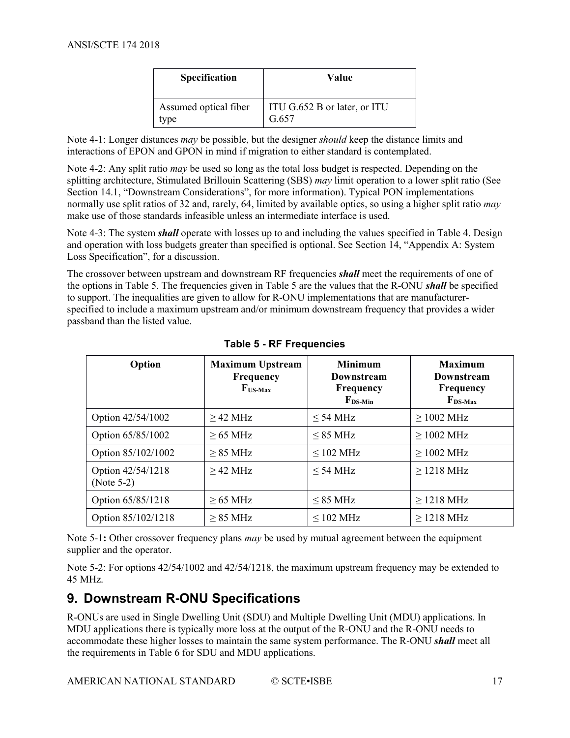| Specification | Value |
|---|---|
| Assumed optical fiber type | ITU G.652 B or later, or ITU G.657 |

Note 4-1: Longer distances *may* be possible, but the designer *should* keep the distance limits and interactions of EPON and GPON in mind if migration to either standard is contemplated.

Note 4-2: Any split ratio *may* be used so long as the total loss budget is respected. Depending on the splitting architecture, Stimulated Brillouin Scattering (SBS) *may* limit operation to a lower split ratio (See Section 14.1, "Downstream Considerations", for more information). Typical PON implementations normally use split ratios of 32 and, rarely, 64, limited by available optics, so using a higher split ratio *may* make use of those standards infeasible unless an intermediate interface is used.

Note 4-3: The system ***shall*** operate with losses up to and including the values specified in Table 4. Design and operation with loss budgets greater than specified is optional. See Section 14, "Appendix A: System Loss Specification", for a discussion.

The crossover between upstream and downstream RF frequencies ***shall*** meet the requirements of one of the options in Table 5. The frequencies given in Table 5 are the values that the R-ONU ***shall*** be specified to support. The inequalities are given to allow for R-ONU implementations that are manufacturer-specified to include a maximum upstream and/or minimum downstream frequency that provides a wider passband than the listed value.

**Table 5 - RF Frequencies**

| Option | Maximum Upstream Frequency $F_{US\text{-}Max}$ | Minimum Downstream Frequency $F_{DS\text{-}Min}$ | Maximum Downstream Frequency $F_{DS\text{-}Max}$ |
|---|---|---|---|
| Option 42/54/1002 | ≥ 42 MHz | ≤ 54 MHz | ≥ 1002 MHz |
| Option 65/85/1002 | ≥ 65 MHz | ≤ 85 MHz | ≥ 1002 MHz |
| Option 85/102/1002 | ≥ 85 MHz | ≤ 102 MHz | ≥ 1002 MHz |
| Option 42/54/1218 (Note 5-2) | ≥ 42 MHz | ≤ 54 MHz | ≥ 1218 MHz |
| Option 65/85/1218 | ≥ 65 MHz | ≤ 85 MHz | ≥ 1218 MHz |
| Option 85/102/1218 | ≥ 85 MHz | ≤ 102 MHz | ≥ 1218 MHz |

Note 5-1**:** Other crossover frequency plans *may* be used by mutual agreement between the equipment supplier and the operator.

Note 5-2: For options 42/54/1002 and 42/54/1218, the maximum upstream frequency may be extended to 45 MHz.

# 9. Downstream R-ONU Specifications

R-ONUs are used in Single Dwelling Unit (SDU) and Multiple Dwelling Unit (MDU) applications. In MDU applications there is typically more loss at the output of the R-ONU and the R-ONU needs to accommodate these higher losses to maintain the same system performance. The R-ONU ***shall*** meet all the requirements in Table 6 for SDU and MDU applications.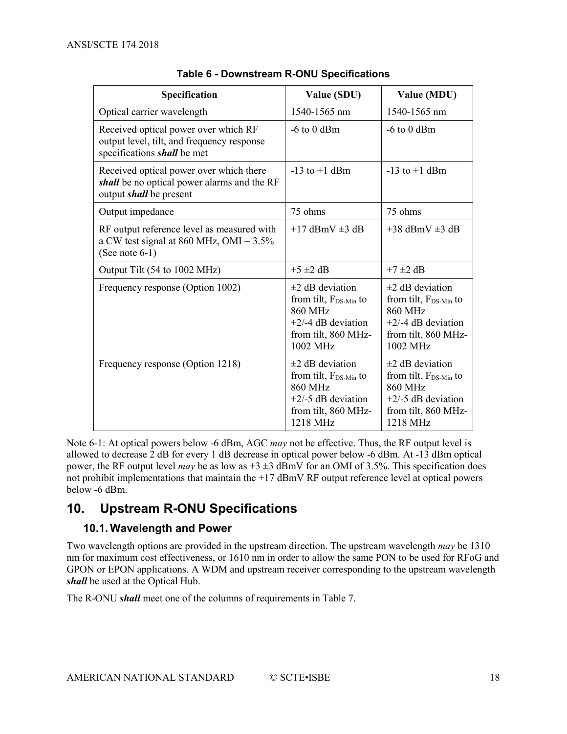**Table 6 - Downstream R-ONU Specifications**

| Specification | Value (SDU) | Value (MDU) |
|---|---|---|
| Optical carrier wavelength | 1540-1565 nm | 1540-1565 nm |
| Received optical power over which RF output level, tilt, and frequency response specifications ***shall*** be met | -6 to 0 dBm | -6 to 0 dBm |
| Received optical power over which there ***shall*** be no optical power alarms and the RF output ***shall*** be present | -13 to +1 dBm | -13 to +1 dBm |
| Output impedance | 75 ohms | 75 ohms |
| RF output reference level as measured with a CW test signal at 860 MHz, OMI = 3.5% (See note 6-1) | +17 dBmV ±3 dB | +38 dBmV ±3 dB |
| Output Tilt (54 to 1002 MHz) | +5 ±2 dB | +7 ±2 dB |
| Frequency response (Option 1002) | ±2 dB deviation from tilt, $F_{DS\text{-}Min}$ to 860 MHz<br>+2/-4 dB deviation from tilt, 860 MHz-1002 MHz | ±2 dB deviation from tilt, $F_{DS\text{-}Min}$ to 860 MHz<br>+2/-4 dB deviation from tilt, 860 MHz-1002 MHz |
| Frequency response (Option 1218) | ±2 dB deviation from tilt, $F_{DS\text{-}Min}$ to 860 MHz<br>+2/-5 dB deviation from tilt, 860 MHz-1218 MHz | ±2 dB deviation from tilt, $F_{DS\text{-}Min}$ to 860 MHz<br>+2/-5 dB deviation from tilt, 860 MHz-1218 MHz |

Note 6-1: At optical powers below -6 dBm, AGC *may* not be effective. Thus, the RF output level is allowed to decrease 2 dB for every 1 dB decrease in optical power below -6 dBm. At -13 dBm optical power, the RF output level *may* be as low as +3 ±3 dBmV for an OMI of 3.5%. This specification does not prohibit implementations that maintain the +17 dBmV RF output reference level at optical powers below -6 dBm.

# 10. Upstream R-ONU Specifications

## 10.1. Wavelength and Power

Two wavelength options are provided in the upstream direction. The upstream wavelength *may* be 1310 nm for maximum cost effectiveness, or 1610 nm in order to allow the same PON to be used for RFoG and GPON or EPON applications. A WDM and upstream receiver corresponding to the upstream wavelength ***shall*** be used at the Optical Hub.

The R-ONU ***shall*** meet one of the columns of requirements in Table 7.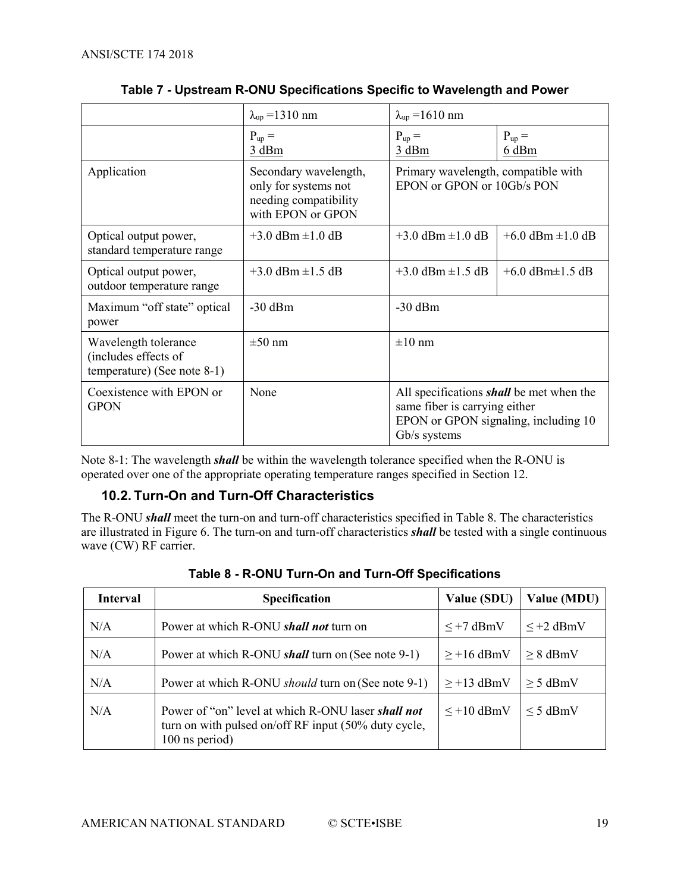**Table 7 - Upstream R-ONU Specifications Specific to Wavelength and Power**

| | $\lambda_{up}$ =1310 nm | $\lambda_{up}$ =1610 nm | |
|---|---|---|---|
| | $P_{up}$ = 3 dBm | $P_{up}$ = 3 dBm | $P_{up}$ = 6 dBm |
| Application | Secondary wavelength, only for systems not needing compatibility with EPON or GPON | Primary wavelength, compatible with EPON or GPON or 10Gb/s PON | |
| Optical output power, standard temperature range | +3.0 dBm ±1.0 dB | +3.0 dBm ±1.0 dB | +6.0 dBm ±1.0 dB |
| Optical output power, outdoor temperature range | +3.0 dBm ±1.5 dB | +3.0 dBm ±1.5 dB | +6.0 dBm±1.5 dB |
| Maximum "off state" optical power | -30 dBm | -30 dBm | |
| Wavelength tolerance (includes effects of temperature) (See note 8-1) | ±50 nm | ±10 nm | |
| Coexistence with EPON or GPON | None | All specifications ***shall*** be met when the same fiber is carrying either EPON or GPON signaling, including 10 Gb/s systems | |

Note 8-1: The wavelength ***shall*** be within the wavelength tolerance specified when the R-ONU is operated over one of the appropriate operating temperature ranges specified in Section 12.

## 10.2. Turn-On and Turn-Off Characteristics

The R-ONU ***shall*** meet the turn-on and turn-off characteristics specified in Table 8. The characteristics are illustrated in Figure 6. The turn-on and turn-off characteristics ***shall*** be tested with a single continuous wave (CW) RF carrier.

**Table 8 - R-ONU Turn-On and Turn-Off Specifications**

| Interval | Specification | Value (SDU) | Value (MDU) |
|---|---|---|---|
| N/A | Power at which R-ONU ***shall not*** turn on | ≤ +7 dBmV | ≤ +2 dBmV |
| N/A | Power at which R-ONU ***shall*** turn on (See note 9-1) | ≥ +16 dBmV | ≥ 8 dBmV |
| N/A | Power at which R-ONU *should* turn on (See note 9-1) | ≥ +13 dBmV | ≥ 5 dBmV |
| N/A | Power of "on" level at which R-ONU laser ***shall not*** turn on with pulsed on/off RF input (50% duty cycle, 100 ns period) | ≤ +10 dBmV | ≤ 5 dBmV |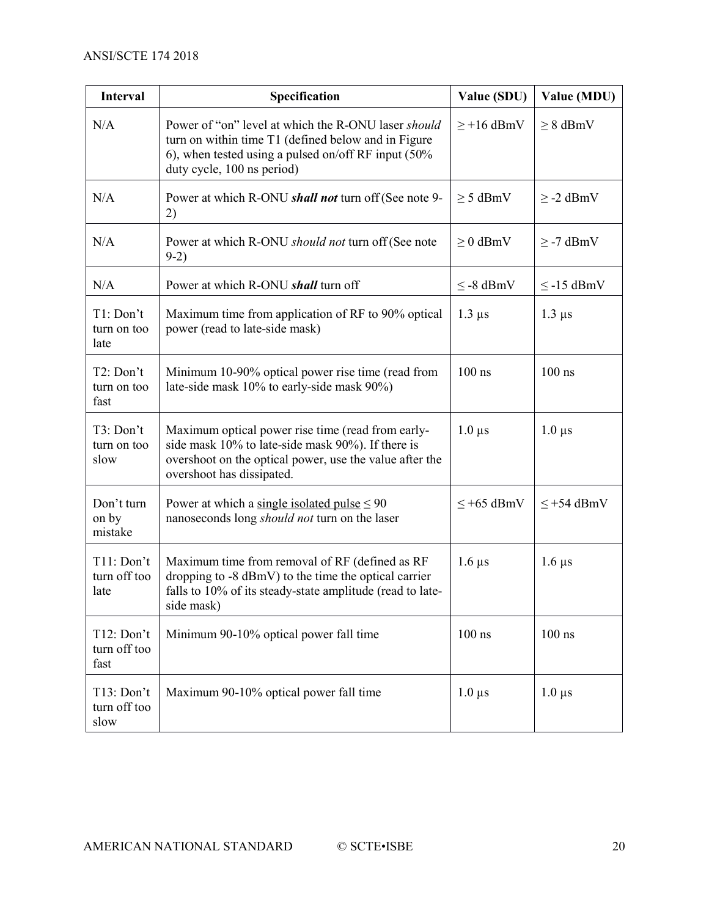| Interval | Specification | Value (SDU) | Value (MDU) |
|---|---|---|---|
| N/A | Power of "on" level at which the R-ONU laser *should* turn on within time T1 (defined below and in Figure 6), when tested using a pulsed on/off RF input (50% duty cycle, 100 ns period) | ≥ +16 dBmV | ≥ 8 dBmV |
| N/A | Power at which R-ONU ***shall not*** turn off (See note 9-2) | ≥ 5 dBmV | ≥ -2 dBmV |
| N/A | Power at which R-ONU *should not* turn off (See note 9-2) | ≥ 0 dBmV | ≥ -7 dBmV |
| N/A | Power at which R-ONU ***shall*** turn off | ≤ -8 dBmV | ≤ -15 dBmV |
| T1: Don't turn on too late | Maximum time from application of RF to 90% optical power (read to late-side mask) | 1.3 µs | 1.3 µs |
| T2: Don't turn on too fast | Minimum 10-90% optical power rise time (read from late-side mask 10% to early-side mask 90%) | 100 ns | 100 ns |
| T3: Don't turn on too slow | Maximum optical power rise time (read from early-side mask 10% to late-side mask 90%). If there is overshoot on the optical power, use the value after the overshoot has dissipated. | 1.0 µs | 1.0 µs |
| Don't turn on by mistake | Power at which a <u>single isolated pulse</u> ≤ 90 nanoseconds long *should not* turn on the laser | ≤ +65 dBmV | ≤ +54 dBmV |
| T11: Don't turn off too late | Maximum time from removal of RF (defined as RF dropping to -8 dBmV) to the time the optical carrier falls to 10% of its steady-state amplitude (read to late-side mask) | 1.6 µs | 1.6 µs |
| T12: Don't turn off too fast | Minimum 90-10% optical power fall time | 100 ns | 100 ns |
| T13: Don't turn off too slow | Maximum 90-10% optical power fall time | 1.0 µs | 1.0 µs |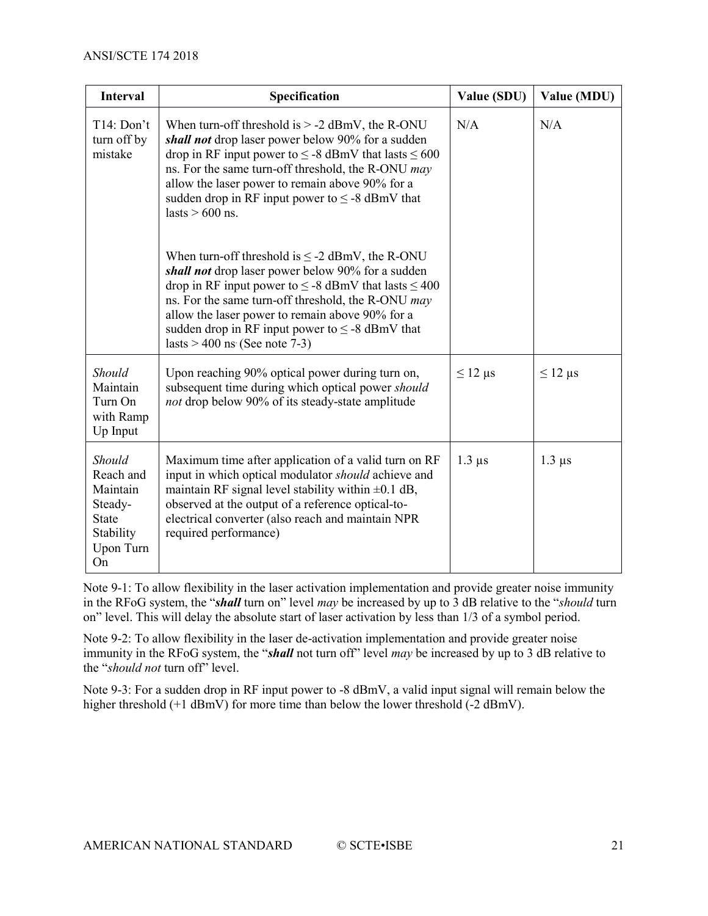| Interval | Specification | Value (SDU) | Value (MDU) |
| --- | --- | --- | --- |
| T14: Don't turn off by mistake | When turn-off threshold is > -2 dBmV, the R-ONU ***shall not*** drop laser power below 90% for a sudden drop in RF input power to ≤ -8 dBmV that lasts ≤ 600 ns. For the same turn-off threshold, the R-ONU *may* allow the laser power to remain above 90% for a sudden drop in RF input power to ≤ -8 dBmV that lasts > 600 ns.<br><br>When turn-off threshold is ≤ -2 dBmV, the R-ONU ***shall not*** drop laser power below 90% for a sudden drop in RF input power to ≤ -8 dBmV that lasts ≤ 400 ns. For the same turn-off threshold, the R-ONU *may* allow the laser power to remain above 90% for a sudden drop in RF input power to ≤ -8 dBmV that lasts > 400 ns. (See note 7-3) | N/A | N/A |
| *Should* Maintain Turn On with Ramp Up Input | Upon reaching 90% optical power during turn on, subsequent time during which optical power *should not* drop below 90% of its steady-state amplitude | ≤ 12 µs | ≤ 12 µs |
| *Should* Reach and Maintain Steady-State Stability Upon Turn On | Maximum time after application of a valid turn on RF input in which optical modulator *should* achieve and maintain RF signal level stability within ±0.1 dB, observed at the output of a reference optical-to-electrical converter (also reach and maintain NPR required performance) | 1.3 µs | 1.3 µs |

Note 9-1: To allow flexibility in the laser activation implementation and provide greater noise immunity in the RFoG system, the "***shall*** turn on" level *may* be increased by up to 3 dB relative to the "*should* turn on" level. This will delay the absolute start of laser activation by less than 1/3 of a symbol period.

Note 9-2: To allow flexibility in the laser de-activation implementation and provide greater noise immunity in the RFoG system, the "***shall*** not turn off" level *may* be increased by up to 3 dB relative to the "*should not* turn off" level.

Note 9-3: For a sudden drop in RF input power to -8 dBmV, a valid input signal will remain below the higher threshold (+1 dBmV) for more time than below the lower threshold (-2 dBmV).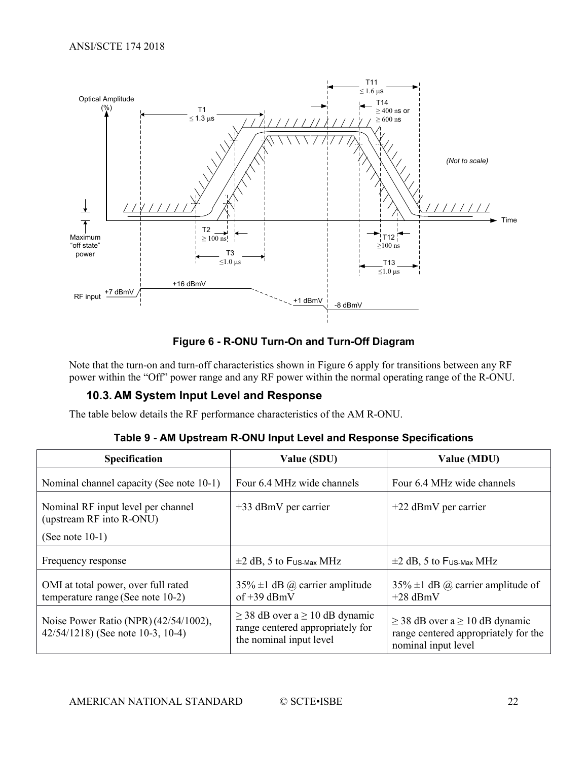Optical Amplitude (%)

T1
≤ 1.3 μs

T11
≤ 1.6 μs

T14
≥ 400 ns or
≥ 600 ns

(Not to scale)

Time

Maximum "off state" power

T2
≥ 100 ns

T3
≤1.0 μs

T12
≥100 ns

T13
≤1.0 μs

RF input

+7 dBmV

+16 dBmV

+1 dBmV

-8 dBmV

**Figure 6 - R-ONU Turn-On and Turn-Off Diagram**

Note that the turn-on and turn-off characteristics shown in Figure 6 apply for transitions between any RF power within the "Off" power range and any RF power within the normal operating range of the R-ONU.

## 10.3. AM System Input Level and Response

The table below details the RF performance characteristics of the AM R-ONU.

**Table 9 - AM Upstream R-ONU Input Level and Response Specifications**

| Specification | Value (SDU) | Value (MDU) |
|---|---|---|
| Nominal channel capacity (See note 10-1) | Four 6.4 MHz wide channels | Four 6.4 MHz wide channels |
| Nominal RF input level per channel (upstream RF into R-ONU) (See note 10-1) | +33 dBmV per carrier | +22 dBmV per carrier |
| Frequency response | ±2 dB, 5 to $F_{US\text{-}Max}$ MHz | ±2 dB, 5 to $F_{US\text{-}Max}$ MHz |
| OMI at total power, over full rated temperature range (See note 10-2) | 35% ±1 dB @ carrier amplitude of +39 dBmV | 35% ±1 dB @ carrier amplitude of +28 dBmV |
| Noise Power Ratio (NPR) (42/54/1002), 42/54/1218) (See note 10-3, 10-4) | ≥ 38 dB over a ≥ 10 dB dynamic range centered appropriately for the nominal input level | ≥ 38 dB over a ≥ 10 dB dynamic range centered appropriately for the nominal input level |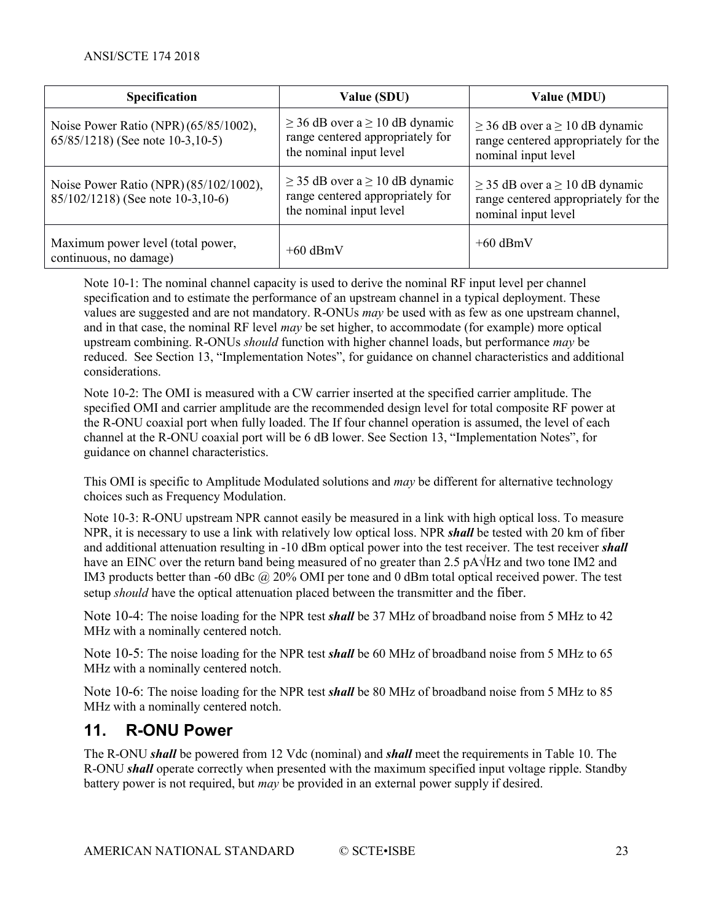| Specification | Value (SDU) | Value (MDU) |
|---|---|---|
| Noise Power Ratio (NPR) (65/85/1002), 65/85/1218) (See note 10-3,10-5) | ≥ 36 dB over a ≥ 10 dB dynamic range centered appropriately for the nominal input level | ≥ 36 dB over a ≥ 10 dB dynamic range centered appropriately for the nominal input level |
| Noise Power Ratio (NPR) (85/102/1002), 85/102/1218) (See note 10-3,10-6) | ≥ 35 dB over a ≥ 10 dB dynamic range centered appropriately for the nominal input level | ≥ 35 dB over a ≥ 10 dB dynamic range centered appropriately for the nominal input level |
| Maximum power level (total power, continuous, no damage) | +60 dBmV | +60 dBmV |

Note 10-1: The nominal channel capacity is used to derive the nominal RF input level per channel specification and to estimate the performance of an upstream channel in a typical deployment. These values are suggested and are not mandatory. R-ONUs *may* be used with as few as one upstream channel, and in that case, the nominal RF level *may* be set higher, to accommodate (for example) more optical upstream combining. R-ONUs *should* function with higher channel loads, but performance *may* be reduced. See Section 13, "Implementation Notes", for guidance on channel characteristics and additional considerations.

Note 10-2: The OMI is measured with a CW carrier inserted at the specified carrier amplitude. The specified OMI and carrier amplitude are the recommended design level for total composite RF power at the R-ONU coaxial port when fully loaded. The If four channel operation is assumed, the level of each channel at the R-ONU coaxial port will be 6 dB lower. See Section 13, "Implementation Notes", for guidance on channel characteristics.

This OMI is specific to Amplitude Modulated solutions and *may* be different for alternative technology choices such as Frequency Modulation.

Note 10-3: R-ONU upstream NPR cannot easily be measured in a link with high optical loss. To measure NPR, it is necessary to use a link with relatively low optical loss. NPR ***shall*** be tested with 20 km of fiber and additional attenuation resulting in -10 dBm optical power into the test receiver. The test receiver ***shall*** have an EINC over the return band being measured of no greater than 2.5 pA√Hz and two tone IM2 and IM3 products better than -60 dBc @ 20% OMI per tone and 0 dBm total optical received power. The test setup *should* have the optical attenuation placed between the transmitter and the fiber.

Note 10-4: The noise loading for the NPR test ***shall*** be 37 MHz of broadband noise from 5 MHz to 42 MHz with a nominally centered notch.

Note 10-5: The noise loading for the NPR test ***shall*** be 60 MHz of broadband noise from 5 MHz to 65 MHz with a nominally centered notch.

Note 10-6: The noise loading for the NPR test ***shall*** be 80 MHz of broadband noise from 5 MHz to 85 MHz with a nominally centered notch.

## 11. R-ONU Power

The R-ONU ***shall*** be powered from 12 Vdc (nominal) and ***shall*** meet the requirements in Table 10. The R-ONU ***shall*** operate correctly when presented with the maximum specified input voltage ripple. Standby battery power is not required, but *may* be provided in an external power supply if desired.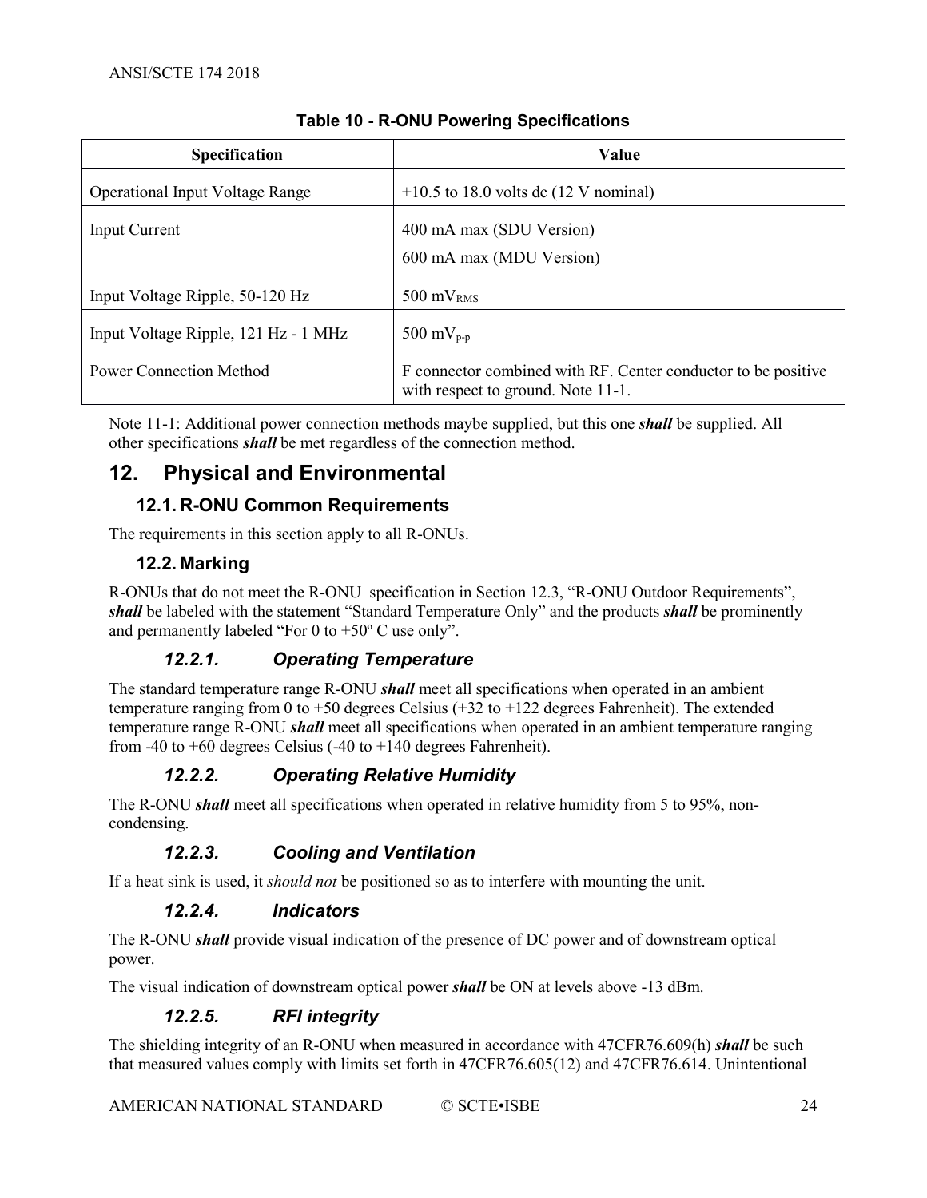**Table 10 - R-ONU Powering Specifications**

| Specification | Value |
|---|---|
| Operational Input Voltage Range | +10.5 to 18.0 volts dc (12 V nominal) |
| Input Current | 400 mA max (SDU Version)<br>600 mA max (MDU Version) |
| Input Voltage Ripple, 50-120 Hz | 500 $mV_{RMS}$ |
| Input Voltage Ripple, 121 Hz - 1 MHz | 500 $mV_{p-p}$ |
| Power Connection Method | F connector combined with RF. Center conductor to be positive with respect to ground. Note 11-1. |

Note 11-1: Additional power connection methods maybe supplied, but this one ***shall*** be supplied. All other specifications ***shall*** be met regardless of the connection method.

# 12. Physical and Environmental

## 12.1. R-ONU Common Requirements

The requirements in this section apply to all R-ONUs.

## 12.2. Marking

R-ONUs that do not meet the R-ONU specification in Section 12.3, "R-ONU Outdoor Requirements", ***shall*** be labeled with the statement "Standard Temperature Only" and the products ***shall*** be prominently and permanently labeled "For 0 to +50º C use only".

### *12.2.1. Operating Temperature*

The standard temperature range R-ONU ***shall*** meet all specifications when operated in an ambient temperature ranging from 0 to +50 degrees Celsius (+32 to +122 degrees Fahrenheit). The extended temperature range R-ONU ***shall*** meet all specifications when operated in an ambient temperature ranging from -40 to +60 degrees Celsius (-40 to +140 degrees Fahrenheit).

### *12.2.2. Operating Relative Humidity*

The R-ONU ***shall*** meet all specifications when operated in relative humidity from 5 to 95%, non-condensing.

### *12.2.3. Cooling and Ventilation*

If a heat sink is used, it *should not* be positioned so as to interfere with mounting the unit.

### *12.2.4. Indicators*

The R-ONU ***shall*** provide visual indication of the presence of DC power and of downstream optical power.

The visual indication of downstream optical power ***shall*** be ON at levels above -13 dBm.

### *12.2.5. RFI integrity*

The shielding integrity of an R-ONU when measured in accordance with 47CFR76.609(h) ***shall*** be such that measured values comply with limits set forth in 47CFR76.605(12) and 47CFR76.614. Unintentional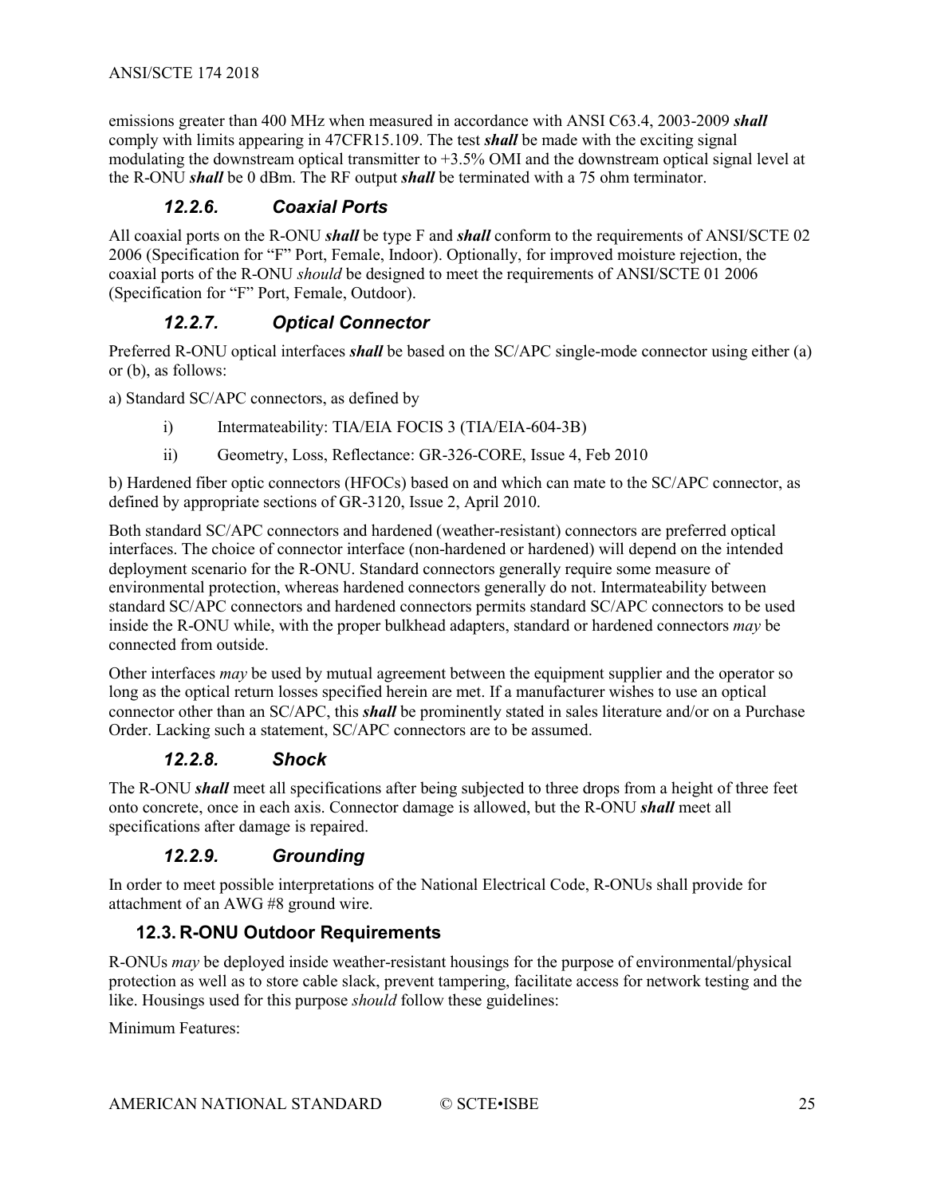emissions greater than 400 MHz when measured in accordance with ANSI C63.4, 2003-2009 ***shall*** comply with limits appearing in 47CFR15.109. The test ***shall*** be made with the exciting signal modulating the downstream optical transmitter to +3.5% OMI and the downstream optical signal level at the R-ONU ***shall*** be 0 dBm. The RF output ***shall*** be terminated with a 75 ohm terminator.

#### *12.2.6. Coaxial Ports*

All coaxial ports on the R-ONU ***shall*** be type F and ***shall*** conform to the requirements of ANSI/SCTE 02 2006 (Specification for "F" Port, Female, Indoor). Optionally, for improved moisture rejection, the coaxial ports of the R-ONU *should* be designed to meet the requirements of ANSI/SCTE 01 2006 (Specification for "F" Port, Female, Outdoor).

#### *12.2.7. Optical Connector*

Preferred R-ONU optical interfaces ***shall*** be based on the SC/APC single-mode connector using either (a) or (b), as follows:

a) Standard SC/APC connectors, as defined by

- i) Intermateability: TIA/EIA FOCIS 3 (TIA/EIA-604-3B)
- ii) Geometry, Loss, Reflectance: GR-326-CORE, Issue 4, Feb 2010

b) Hardened fiber optic connectors (HFOCs) based on and which can mate to the SC/APC connector, as defined by appropriate sections of GR-3120, Issue 2, April 2010.

Both standard SC/APC connectors and hardened (weather-resistant) connectors are preferred optical interfaces. The choice of connector interface (non-hardened or hardened) will depend on the intended deployment scenario for the R-ONU. Standard connectors generally require some measure of environmental protection, whereas hardened connectors generally do not. Intermateability between standard SC/APC connectors and hardened connectors permits standard SC/APC connectors to be used inside the R-ONU while, with the proper bulkhead adapters, standard or hardened connectors *may* be connected from outside.

Other interfaces *may* be used by mutual agreement between the equipment supplier and the operator so long as the optical return losses specified herein are met. If a manufacturer wishes to use an optical connector other than an SC/APC, this ***shall*** be prominently stated in sales literature and/or on a Purchase Order. Lacking such a statement, SC/APC connectors are to be assumed.

#### *12.2.8. Shock*

The R-ONU ***shall*** meet all specifications after being subjected to three drops from a height of three feet onto concrete, once in each axis. Connector damage is allowed, but the R-ONU ***shall*** meet all specifications after damage is repaired.

#### *12.2.9. Grounding*

In order to meet possible interpretations of the National Electrical Code, R-ONUs shall provide for attachment of an AWG #8 ground wire.

### 12.3. R-ONU Outdoor Requirements

R-ONUs *may* be deployed inside weather-resistant housings for the purpose of environmental/physical protection as well as to store cable slack, prevent tampering, facilitate access for network testing and the like. Housings used for this purpose *should* follow these guidelines:

Minimum Features: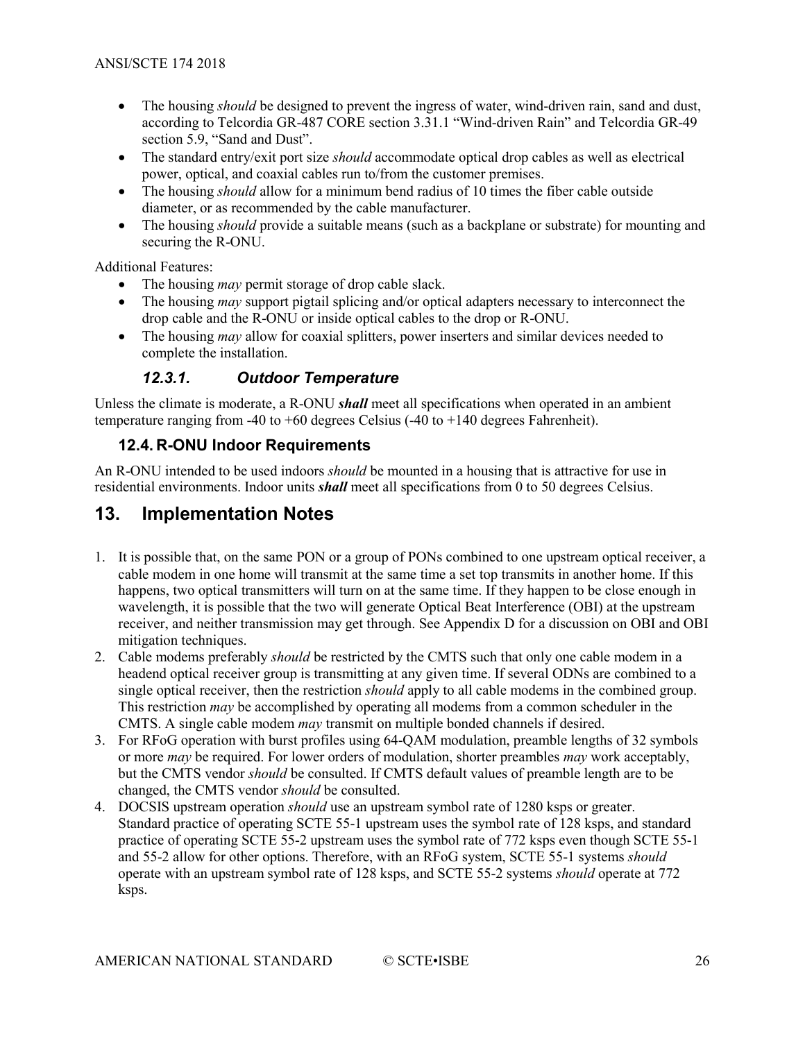- The housing *should* be designed to prevent the ingress of water, wind-driven rain, sand and dust, according to Telcordia GR-487 CORE section 3.31.1 "Wind-driven Rain" and Telcordia GR-49 section 5.9, "Sand and Dust".
- The standard entry/exit port size *should* accommodate optical drop cables as well as electrical power, optical, and coaxial cables run to/from the customer premises.
- The housing *should* allow for a minimum bend radius of 10 times the fiber cable outside diameter, or as recommended by the cable manufacturer.
- The housing *should* provide a suitable means (such as a backplane or substrate) for mounting and securing the R-ONU.

Additional Features:

- The housing *may* permit storage of drop cable slack.
- The housing *may* support pigtail splicing and/or optical adapters necessary to interconnect the drop cable and the R-ONU or inside optical cables to the drop or R-ONU.
- The housing *may* allow for coaxial splitters, power inserters and similar devices needed to complete the installation.

#### *12.3.1. Outdoor Temperature*

Unless the climate is moderate, a R-ONU ***shall*** meet all specifications when operated in an ambient temperature ranging from -40 to +60 degrees Celsius (-40 to +140 degrees Fahrenheit).

### 12.4. R-ONU Indoor Requirements

An R-ONU intended to be used indoors *should* be mounted in a housing that is attractive for use in residential environments. Indoor units ***shall*** meet all specifications from 0 to 50 degrees Celsius.

## 13. Implementation Notes

1. It is possible that, on the same PON or a group of PONs combined to one upstream optical receiver, a cable modem in one home will transmit at the same time a set top transmits in another home. If this happens, two optical transmitters will turn on at the same time. If they happen to be close enough in wavelength, it is possible that the two will generate Optical Beat Interference (OBI) at the upstream receiver, and neither transmission may get through. See Appendix D for a discussion on OBI and OBI mitigation techniques.
2. Cable modems preferably *should* be restricted by the CMTS such that only one cable modem in a headend optical receiver group is transmitting at any given time. If several ODNs are combined to a single optical receiver, then the restriction *should* apply to all cable modems in the combined group. This restriction *may* be accomplished by operating all modems from a common scheduler in the CMTS. A single cable modem *may* transmit on multiple bonded channels if desired.
3. For RFoG operation with burst profiles using 64-QAM modulation, preamble lengths of 32 symbols or more *may* be required. For lower orders of modulation, shorter preambles *may* work acceptably, but the CMTS vendor *should* be consulted. If CMTS default values of preamble length are to be changed, the CMTS vendor *should* be consulted.
4. DOCSIS upstream operation *should* use an upstream symbol rate of 1280 ksps or greater. Standard practice of operating SCTE 55-1 upstream uses the symbol rate of 128 ksps, and standard practice of operating SCTE 55-2 upstream uses the symbol rate of 772 ksps even though SCTE 55-1 and 55-2 allow for other options. Therefore, with an RFoG system, SCTE 55-1 systems *should* operate with an upstream symbol rate of 128 ksps, and SCTE 55-2 systems *should* operate at 772 ksps.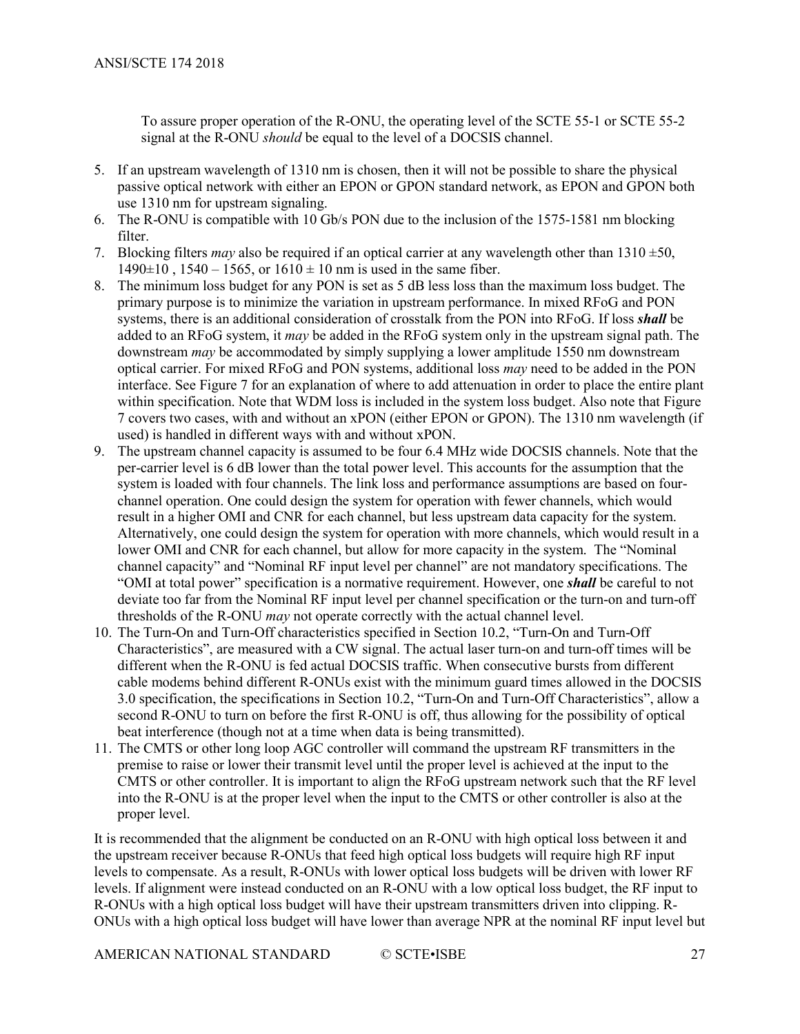To assure proper operation of the R-ONU, the operating level of the SCTE 55-1 or SCTE 55-2 signal at the R-ONU *should* be equal to the level of a DOCSIS channel.

5. If an upstream wavelength of 1310 nm is chosen, then it will not be possible to share the physical passive optical network with either an EPON or GPON standard network, as EPON and GPON both use 1310 nm for upstream signaling.
6. The R-ONU is compatible with 10 Gb/s PON due to the inclusion of the 1575-1581 nm blocking filter.
7. Blocking filters *may* also be required if an optical carrier at any wavelength other than 1310 ±50, 1490±10 , 1540 – 1565, or 1610 ± 10 nm is used in the same fiber.
8. The minimum loss budget for any PON is set as 5 dB less loss than the maximum loss budget. The primary purpose is to minimize the variation in upstream performance. In mixed RFoG and PON systems, there is an additional consideration of crosstalk from the PON into RFoG. If loss ***shall*** be added to an RFoG system, it *may* be added in the RFoG system only in the upstream signal path. The downstream *may* be accommodated by simply supplying a lower amplitude 1550 nm downstream optical carrier. For mixed RFoG and PON systems, additional loss *may* need to be added in the PON interface. See Figure 7 for an explanation of where to add attenuation in order to place the entire plant within specification. Note that WDM loss is included in the system loss budget. Also note that Figure 7 covers two cases, with and without an xPON (either EPON or GPON). The 1310 nm wavelength (if used) is handled in different ways with and without xPON.
9. The upstream channel capacity is assumed to be four 6.4 MHz wide DOCSIS channels. Note that the per-carrier level is 6 dB lower than the total power level. This accounts for the assumption that the system is loaded with four channels. The link loss and performance assumptions are based on four-channel operation. One could design the system for operation with fewer channels, which would result in a higher OMI and CNR for each channel, but less upstream data capacity for the system. Alternatively, one could design the system for operation with more channels, which would result in a lower OMI and CNR for each channel, but allow for more capacity in the system. The "Nominal channel capacity" and "Nominal RF input level per channel" are not mandatory specifications. The "OMI at total power" specification is a normative requirement. However, one ***shall*** be careful to not deviate too far from the Nominal RF input level per channel specification or the turn-on and turn-off thresholds of the R-ONU *may* not operate correctly with the actual channel level.
10. The Turn-On and Turn-Off characteristics specified in Section 10.2, "Turn-On and Turn-Off Characteristics", are measured with a CW signal. The actual laser turn-on and turn-off times will be different when the R-ONU is fed actual DOCSIS traffic. When consecutive bursts from different cable modems behind different R-ONUs exist with the minimum guard times allowed in the DOCSIS 3.0 specification, the specifications in Section 10.2, "Turn-On and Turn-Off Characteristics", allow a second R-ONU to turn on before the first R-ONU is off, thus allowing for the possibility of optical beat interference (though not at a time when data is being transmitted).
11. The CMTS or other long loop AGC controller will command the upstream RF transmitters in the premise to raise or lower their transmit level until the proper level is achieved at the input to the CMTS or other controller. It is important to align the RFoG upstream network such that the RF level into the R-ONU is at the proper level when the input to the CMTS or other controller is also at the proper level.

It is recommended that the alignment be conducted on an R-ONU with high optical loss between it and the upstream receiver because R-ONUs that feed high optical loss budgets will require high RF input levels to compensate. As a result, R-ONUs with lower optical loss budgets will be driven with lower RF levels. If alignment were instead conducted on an R-ONU with a low optical loss budget, the RF input to R-ONUs with a high optical loss budget will have their upstream transmitters driven into clipping. R-ONUs with a high optical loss budget will have lower than average NPR at the nominal RF input level but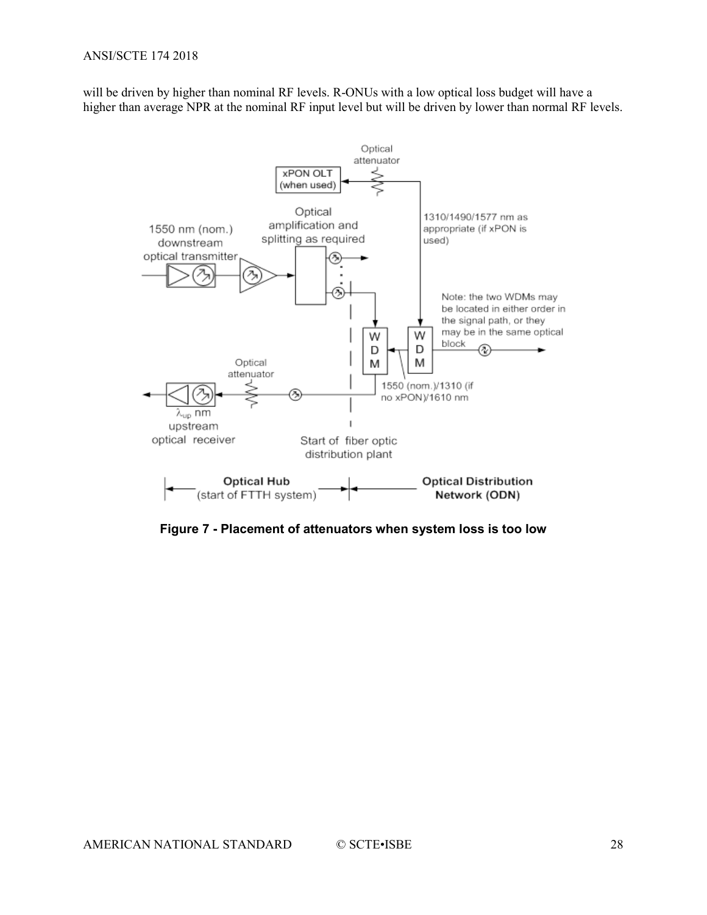will be driven by higher than nominal RF levels. R-ONUs with a low optical loss budget will have a higher than average NPR at the nominal RF input level but will be driven by lower than normal RF levels.

Optical attenuator

xPON OLT (when used)

Optical amplification and splitting as required

1550 nm (nom.) downstream optical transmitter

1310/1490/1577 nm as appropriate (if xPON is used)

Note: the two WDMs may be located in either order in the signal path, or they may be in the same optical block

WDM

WDM

1550 (nom.)/1310 (if no xPON)/1610 nm

Optical attenuator

$\lambda_{up}$ nm upstream optical receiver

Start of fiber optic distribution plant

Optical Hub (start of FTTH system)

Optical Distribution Network (ODN)

**Figure 7 - Placement of attenuators when system loss is too low**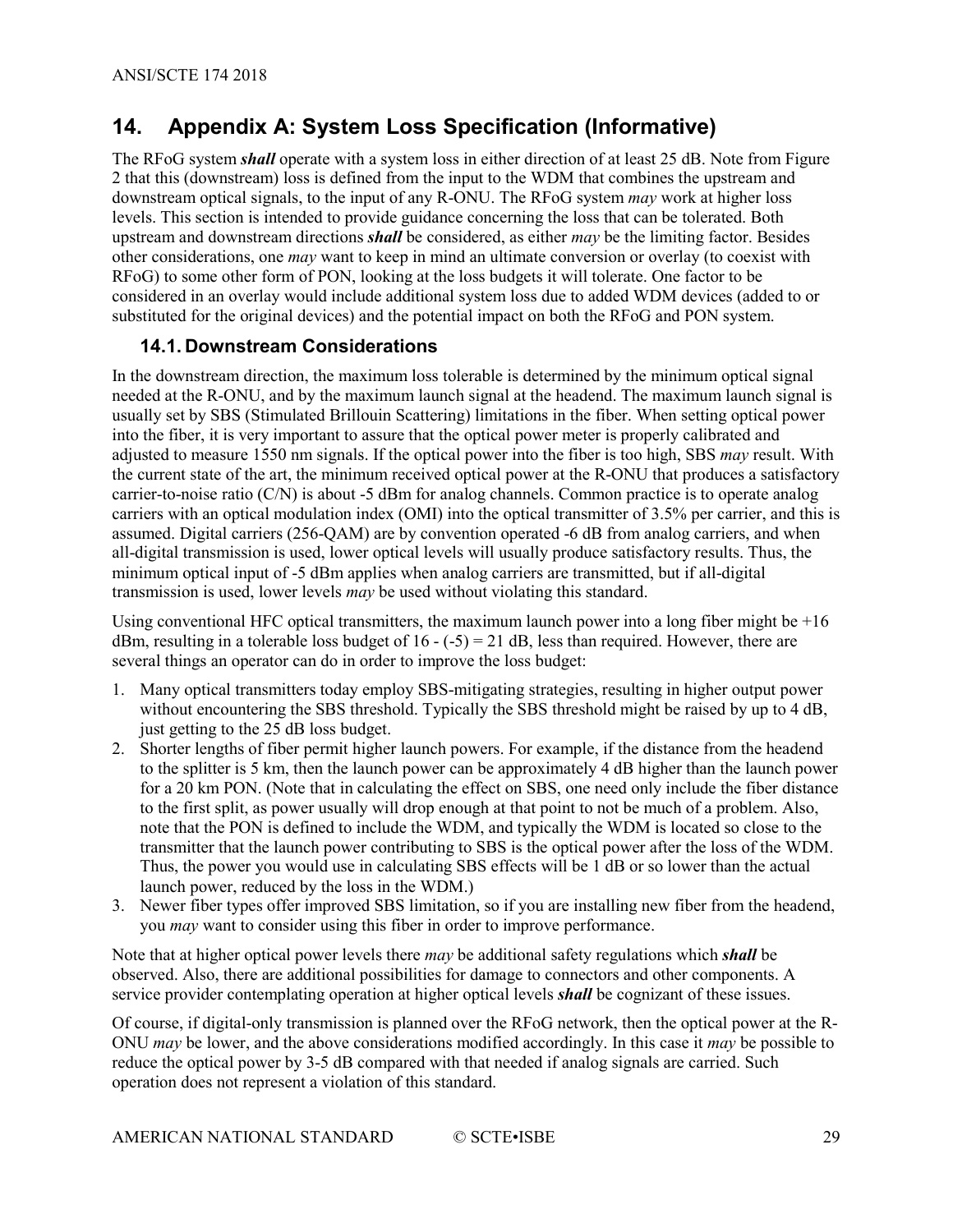# 14. Appendix A: System Loss Specification (Informative)

The RFoG system ***shall*** operate with a system loss in either direction of at least 25 dB. Note from Figure 2 that this (downstream) loss is defined from the input to the WDM that combines the upstream and downstream optical signals, to the input of any R-ONU. The RFoG system *may* work at higher loss levels. This section is intended to provide guidance concerning the loss that can be tolerated. Both upstream and downstream directions ***shall*** be considered, as either *may* be the limiting factor. Besides other considerations, one *may* want to keep in mind an ultimate conversion or overlay (to coexist with RFoG) to some other form of PON, looking at the loss budgets it will tolerate. One factor to be considered in an overlay would include additional system loss due to added WDM devices (added to or substituted for the original devices) and the potential impact on both the RFoG and PON system.

## 14.1. Downstream Considerations

In the downstream direction, the maximum loss tolerable is determined by the minimum optical signal needed at the R-ONU, and by the maximum launch signal at the headend. The maximum launch signal is usually set by SBS (Stimulated Brillouin Scattering) limitations in the fiber. When setting optical power into the fiber, it is very important to assure that the optical power meter is properly calibrated and adjusted to measure 1550 nm signals. If the optical power into the fiber is too high, SBS *may* result. With the current state of the art, the minimum received optical power at the R-ONU that produces a satisfactory carrier-to-noise ratio (C/N) is about -5 dBm for analog channels. Common practice is to operate analog carriers with an optical modulation index (OMI) into the optical transmitter of 3.5% per carrier, and this is assumed. Digital carriers (256-QAM) are by convention operated -6 dB from analog carriers, and when all-digital transmission is used, lower optical levels will usually produce satisfactory results. Thus, the minimum optical input of -5 dBm applies when analog carriers are transmitted, but if all-digital transmission is used, lower levels *may* be used without violating this standard.

Using conventional HFC optical transmitters, the maximum launch power into a long fiber might be +16 dBm, resulting in a tolerable loss budget of 16 - (-5) = 21 dB, less than required. However, there are several things an operator can do in order to improve the loss budget:

1. Many optical transmitters today employ SBS-mitigating strategies, resulting in higher output power without encountering the SBS threshold. Typically the SBS threshold might be raised by up to 4 dB, just getting to the 25 dB loss budget.
2. Shorter lengths of fiber permit higher launch powers. For example, if the distance from the headend to the splitter is 5 km, then the launch power can be approximately 4 dB higher than the launch power for a 20 km PON. (Note that in calculating the effect on SBS, one need only include the fiber distance to the first split, as power usually will drop enough at that point to not be much of a problem. Also, note that the PON is defined to include the WDM, and typically the WDM is located so close to the transmitter that the launch power contributing to SBS is the optical power after the loss of the WDM. Thus, the power you would use in calculating SBS effects will be 1 dB or so lower than the actual launch power, reduced by the loss in the WDM.)
3. Newer fiber types offer improved SBS limitation, so if you are installing new fiber from the headend, you *may* want to consider using this fiber in order to improve performance.

Note that at higher optical power levels there *may* be additional safety regulations which ***shall*** be observed. Also, there are additional possibilities for damage to connectors and other components. A service provider contemplating operation at higher optical levels ***shall*** be cognizant of these issues.

Of course, if digital-only transmission is planned over the RFoG network, then the optical power at the R-ONU *may* be lower, and the above considerations modified accordingly. In this case it *may* be possible to reduce the optical power by 3-5 dB compared with that needed if analog signals are carried. Such operation does not represent a violation of this standard.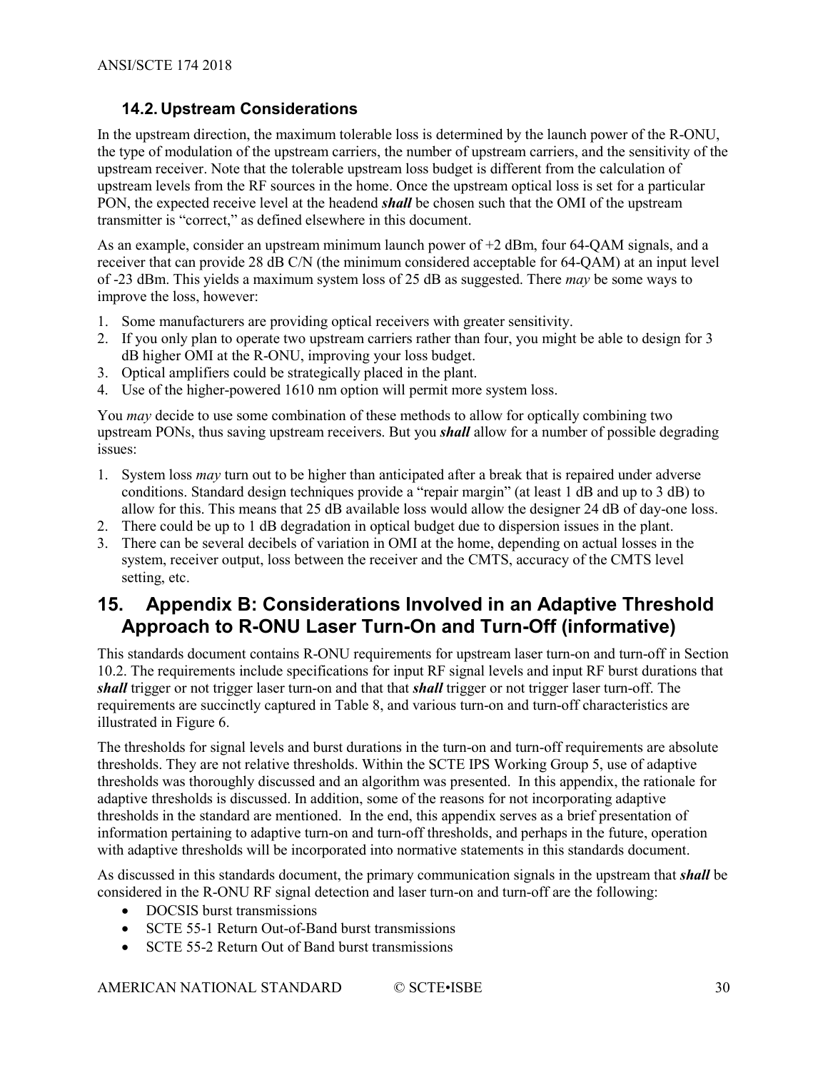### 14.2. Upstream Considerations

In the upstream direction, the maximum tolerable loss is determined by the launch power of the R-ONU, the type of modulation of the upstream carriers, the number of upstream carriers, and the sensitivity of the upstream receiver. Note that the tolerable upstream loss budget is different from the calculation of upstream levels from the RF sources in the home. Once the upstream optical loss is set for a particular PON, the expected receive level at the headend ***shall*** be chosen such that the OMI of the upstream transmitter is "correct," as defined elsewhere in this document.

As an example, consider an upstream minimum launch power of +2 dBm, four 64-QAM signals, and a receiver that can provide 28 dB C/N (the minimum considered acceptable for 64-QAM) at an input level of -23 dBm. This yields a maximum system loss of 25 dB as suggested. There *may* be some ways to improve the loss, however:

1. Some manufacturers are providing optical receivers with greater sensitivity.
2. If you only plan to operate two upstream carriers rather than four, you might be able to design for 3 dB higher OMI at the R-ONU, improving your loss budget.
3. Optical amplifiers could be strategically placed in the plant.
4. Use of the higher-powered 1610 nm option will permit more system loss.

You *may* decide to use some combination of these methods to allow for optically combining two upstream PONs, thus saving upstream receivers. But you ***shall*** allow for a number of possible degrading issues:

1. System loss *may* turn out to be higher than anticipated after a break that is repaired under adverse conditions. Standard design techniques provide a "repair margin" (at least 1 dB and up to 3 dB) to allow for this. This means that 25 dB available loss would allow the designer 24 dB of day-one loss.
2. There could be up to 1 dB degradation in optical budget due to dispersion issues in the plant.
3. There can be several decibels of variation in OMI at the home, depending on actual losses in the system, receiver output, loss between the receiver and the CMTS, accuracy of the CMTS level setting, etc.

## 15. Appendix B: Considerations Involved in an Adaptive Threshold Approach to R-ONU Laser Turn-On and Turn-Off (informative)

This standards document contains R-ONU requirements for upstream laser turn-on and turn-off in Section 10.2. The requirements include specifications for input RF signal levels and input RF burst durations that ***shall*** trigger or not trigger laser turn-on and that that ***shall*** trigger or not trigger laser turn-off. The requirements are succinctly captured in Table 8, and various turn-on and turn-off characteristics are illustrated in Figure 6.

The thresholds for signal levels and burst durations in the turn-on and turn-off requirements are absolute thresholds. They are not relative thresholds. Within the SCTE IPS Working Group 5, use of adaptive thresholds was thoroughly discussed and an algorithm was presented. In this appendix, the rationale for adaptive thresholds is discussed. In addition, some of the reasons for not incorporating adaptive thresholds in the standard are mentioned. In the end, this appendix serves as a brief presentation of information pertaining to adaptive turn-on and turn-off thresholds, and perhaps in the future, operation with adaptive thresholds will be incorporated into normative statements in this standards document.

As discussed in this standards document, the primary communication signals in the upstream that ***shall*** be considered in the R-ONU RF signal detection and laser turn-on and turn-off are the following:

- DOCSIS burst transmissions
- SCTE 55-1 Return Out-of-Band burst transmissions
- SCTE 55-2 Return Out of Band burst transmissions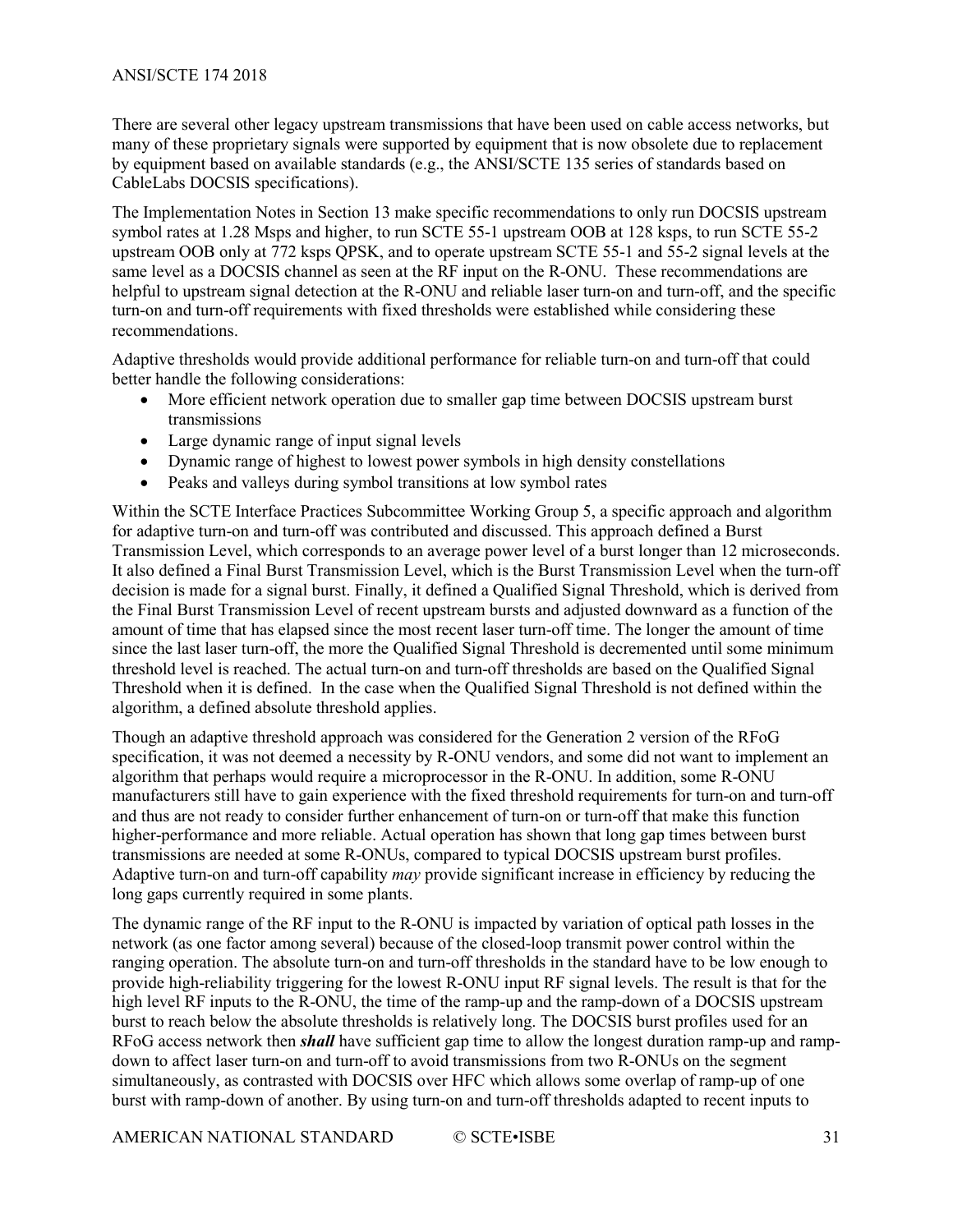There are several other legacy upstream transmissions that have been used on cable access networks, but many of these proprietary signals were supported by equipment that is now obsolete due to replacement by equipment based on available standards (e.g., the ANSI/SCTE 135 series of standards based on CableLabs DOCSIS specifications).

The Implementation Notes in Section 13 make specific recommendations to only run DOCSIS upstream symbol rates at 1.28 Msps and higher, to run SCTE 55-1 upstream OOB at 128 ksps, to run SCTE 55-2 upstream OOB only at 772 ksps QPSK, and to operate upstream SCTE 55-1 and 55-2 signal levels at the same level as a DOCSIS channel as seen at the RF input on the R-ONU. These recommendations are helpful to upstream signal detection at the R-ONU and reliable laser turn-on and turn-off, and the specific turn-on and turn-off requirements with fixed thresholds were established while considering these recommendations.

Adaptive thresholds would provide additional performance for reliable turn-on and turn-off that could better handle the following considerations:

- More efficient network operation due to smaller gap time between DOCSIS upstream burst transmissions
- Large dynamic range of input signal levels
- Dynamic range of highest to lowest power symbols in high density constellations
- Peaks and valleys during symbol transitions at low symbol rates

Within the SCTE Interface Practices Subcommittee Working Group 5, a specific approach and algorithm for adaptive turn-on and turn-off was contributed and discussed. This approach defined a Burst Transmission Level, which corresponds to an average power level of a burst longer than 12 microseconds. It also defined a Final Burst Transmission Level, which is the Burst Transmission Level when the turn-off decision is made for a signal burst. Finally, it defined a Qualified Signal Threshold, which is derived from the Final Burst Transmission Level of recent upstream bursts and adjusted downward as a function of the amount of time that has elapsed since the most recent laser turn-off time. The longer the amount of time since the last laser turn-off, the more the Qualified Signal Threshold is decremented until some minimum threshold level is reached. The actual turn-on and turn-off thresholds are based on the Qualified Signal Threshold when it is defined. In the case when the Qualified Signal Threshold is not defined within the algorithm, a defined absolute threshold applies.

Though an adaptive threshold approach was considered for the Generation 2 version of the RFoG specification, it was not deemed a necessity by R-ONU vendors, and some did not want to implement an algorithm that perhaps would require a microprocessor in the R-ONU. In addition, some R-ONU manufacturers still have to gain experience with the fixed threshold requirements for turn-on and turn-off and thus are not ready to consider further enhancement of turn-on or turn-off that make this function higher-performance and more reliable. Actual operation has shown that long gap times between burst transmissions are needed at some R-ONUs, compared to typical DOCSIS upstream burst profiles. Adaptive turn-on and turn-off capability *may* provide significant increase in efficiency by reducing the long gaps currently required in some plants.

The dynamic range of the RF input to the R-ONU is impacted by variation of optical path losses in the network (as one factor among several) because of the closed-loop transmit power control within the ranging operation. The absolute turn-on and turn-off thresholds in the standard have to be low enough to provide high-reliability triggering for the lowest R-ONU input RF signal levels. The result is that for the high level RF inputs to the R-ONU, the time of the ramp-up and the ramp-down of a DOCSIS upstream burst to reach below the absolute thresholds is relatively long. The DOCSIS burst profiles used for an RFoG access network then ***shall*** have sufficient gap time to allow the longest duration ramp-up and ramp-down to affect laser turn-on and turn-off to avoid transmissions from two R-ONUs on the segment simultaneously, as contrasted with DOCSIS over HFC which allows some overlap of ramp-up of one burst with ramp-down of another. By using turn-on and turn-off thresholds adapted to recent inputs to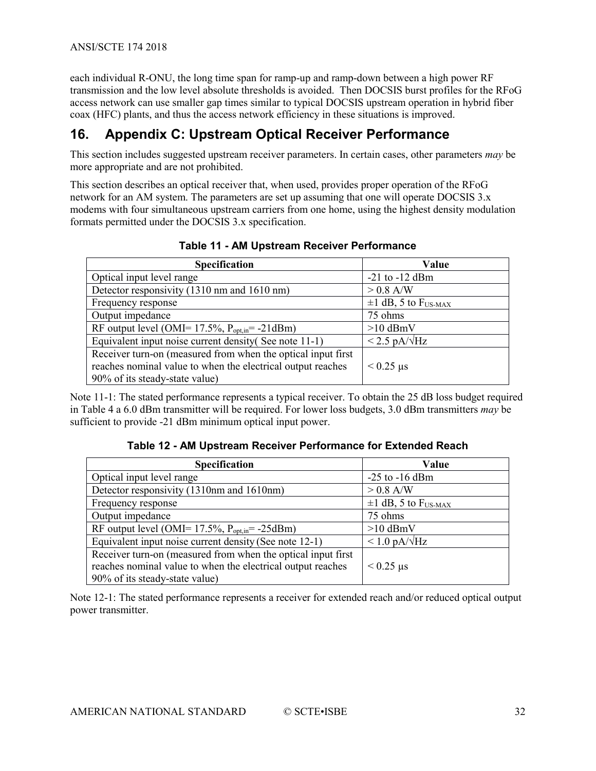each individual R-ONU, the long time span for ramp-up and ramp-down between a high power RF transmission and the low level absolute thresholds is avoided. Then DOCSIS burst profiles for the RFoG access network can use smaller gap times similar to typical DOCSIS upstream operation in hybrid fiber coax (HFC) plants, and thus the access network efficiency in these situations is improved.

# 16. Appendix C: Upstream Optical Receiver Performance

This section includes suggested upstream receiver parameters. In certain cases, other parameters *may* be more appropriate and are not prohibited.

This section describes an optical receiver that, when used, provides proper operation of the RFoG network for an AM system. The parameters are set up assuming that one will operate DOCSIS 3.x modems with four simultaneous upstream carriers from one home, using the highest density modulation formats permitted under the DOCSIS 3.x specification.

**Table 11 - AM Upstream Receiver Performance**

| Specification | Value |
|---|---|
| Optical input level range | -21 to -12 dBm |
| Detector responsivity (1310 nm and 1610 nm) | > 0.8 A/W |
| Frequency response | ±1 dB, 5 to $F_{US\text{-}MAX}$ |
| Output impedance | 75 ohms |
| RF output level (OMI= 17.5%, $P_{opt,in}$= -21dBm) | >10 dBmV |
| Equivalent input noise current density( See note 11-1) | < 2.5 pA/√Hz |
| Receiver turn-on (measured from when the optical input first reaches nominal value to when the electrical output reaches 90% of its steady-state value) | < 0.25 µs |

Note 11-1: The stated performance represents a typical receiver. To obtain the 25 dB loss budget required in Table 4 a 6.0 dBm transmitter will be required. For lower loss budgets, 3.0 dBm transmitters *may* be sufficient to provide -21 dBm minimum optical input power.

**Table 12 - AM Upstream Receiver Performance for Extended Reach**

| Specification | Value |
|---|---|
| Optical input level range | -25 to -16 dBm |
| Detector responsivity (1310nm and 1610nm) | > 0.8 A/W |
| Frequency response | ±1 dB, 5 to $F_{US\text{-}MAX}$ |
| Output impedance | 75 ohms |
| RF output level (OMI= 17.5%, $P_{opt,in}$= -25dBm) | >10 dBmV |
| Equivalent input noise current density (See note 12-1) | < 1.0 pA/√Hz |
| Receiver turn-on (measured from when the optical input first reaches nominal value to when the electrical output reaches 90% of its steady-state value) | < 0.25 µs |

Note 12-1: The stated performance represents a receiver for extended reach and/or reduced optical output power transmitter.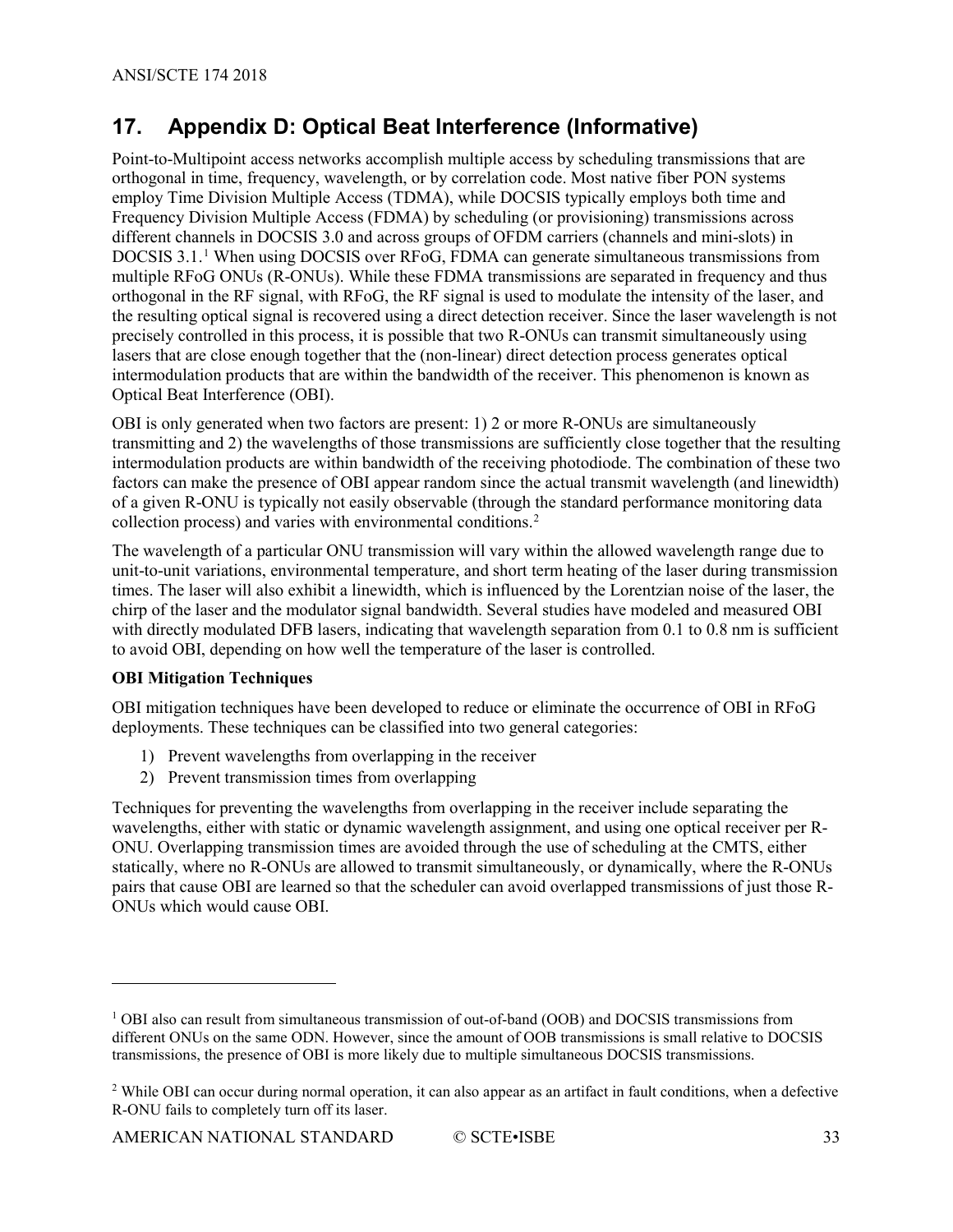# 17. Appendix D: Optical Beat Interference (Informative)

Point-to-Multipoint access networks accomplish multiple access by scheduling transmissions that are orthogonal in time, frequency, wavelength, or by correlation code. Most native fiber PON systems employ Time Division Multiple Access (TDMA), while DOCSIS typically employs both time and Frequency Division Multiple Access (FDMA) by scheduling (or provisioning) transmissions across different channels in DOCSIS 3.0 and across groups of OFDM carriers (channels and mini-slots) in DOCSIS 3.1.[1] When using DOCSIS over RFoG, FDMA can generate simultaneous transmissions from multiple RFoG ONUs (R-ONUs). While these FDMA transmissions are separated in frequency and thus orthogonal in the RF signal, with RFoG, the RF signal is used to modulate the intensity of the laser, and the resulting optical signal is recovered using a direct detection receiver. Since the laser wavelength is not precisely controlled in this process, it is possible that two R-ONUs can transmit simultaneously using lasers that are close enough together that the (non-linear) direct detection process generates optical intermodulation products that are within the bandwidth of the receiver. This phenomenon is known as Optical Beat Interference (OBI).

OBI is only generated when two factors are present: 1) 2 or more R-ONUs are simultaneously transmitting and 2) the wavelengths of those transmissions are sufficiently close together that the resulting intermodulation products are within bandwidth of the receiving photodiode. The combination of these two factors can make the presence of OBI appear random since the actual transmit wavelength (and linewidth) of a given R-ONU is typically not easily observable (through the standard performance monitoring data collection process) and varies with environmental conditions.[2]

The wavelength of a particular ONU transmission will vary within the allowed wavelength range due to unit-to-unit variations, environmental temperature, and short term heating of the laser during transmission times. The laser will also exhibit a linewidth, which is influenced by the Lorentzian noise of the laser, the chirp of the laser and the modulator signal bandwidth. Several studies have modeled and measured OBI with directly modulated DFB lasers, indicating that wavelength separation from 0.1 to 0.8 nm is sufficient to avoid OBI, depending on how well the temperature of the laser is controlled.

**OBI Mitigation Techniques**

OBI mitigation techniques have been developed to reduce or eliminate the occurrence of OBI in RFoG deployments. These techniques can be classified into two general categories:

1) Prevent wavelengths from overlapping in the receiver
2) Prevent transmission times from overlapping

Techniques for preventing the wavelengths from overlapping in the receiver include separating the wavelengths, either with static or dynamic wavelength assignment, and using one optical receiver per R-ONU. Overlapping transmission times are avoided through the use of scheduling at the CMTS, either statically, where no R-ONUs are allowed to transmit simultaneously, or dynamically, where the R-ONUs pairs that cause OBI are learned so that the scheduler can avoid overlapped transmissions of just those R-ONUs which would cause OBI.

---

[1] OBI also can result from simultaneous transmission of out-of-band (OOB) and DOCSIS transmissions from different ONUs on the same ODN. However, since the amount of OOB transmissions is small relative to DOCSIS transmissions, the presence of OBI is more likely due to multiple simultaneous DOCSIS transmissions.

[2] While OBI can occur during normal operation, it can also appear as an artifact in fault conditions, when a defective R-ONU fails to completely turn off its laser.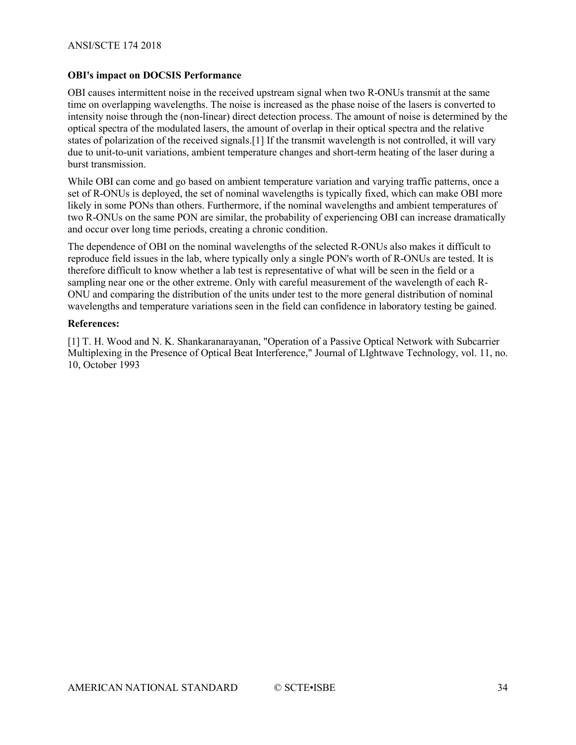**OBI's impact on DOCSIS Performance**

OBI causes intermittent noise in the received upstream signal when two R-ONUs transmit at the same time on overlapping wavelengths. The noise is increased as the phase noise of the lasers is converted to intensity noise through the (non-linear) direct detection process. The amount of noise is determined by the optical spectra of the modulated lasers, the amount of overlap in their optical spectra and the relative states of polarization of the received signals.[1] If the transmit wavelength is not controlled, it will vary due to unit-to-unit variations, ambient temperature changes and short-term heating of the laser during a burst transmission.

While OBI can come and go based on ambient temperature variation and varying traffic patterns, once a set of R-ONUs is deployed, the set of nominal wavelengths is typically fixed, which can make OBI more likely in some PONs than others. Furthermore, if the nominal wavelengths and ambient temperatures of two R-ONUs on the same PON are similar, the probability of experiencing OBI can increase dramatically and occur over long time periods, creating a chronic condition.

The dependence of OBI on the nominal wavelengths of the selected R-ONUs also makes it difficult to reproduce field issues in the lab, where typically only a single PON's worth of R-ONUs are tested. It is therefore difficult to know whether a lab test is representative of what will be seen in the field or a sampling near one or the other extreme. Only with careful measurement of the wavelength of each R-ONU and comparing the distribution of the units under test to the more general distribution of nominal wavelengths and temperature variations seen in the field can confidence in laboratory testing be gained.

**References:**

[1] T. H. Wood and N. K. Shankaranarayanan, "Operation of a Passive Optical Network with Subcarrier Multiplexing in the Presence of Optical Beat Interference," Journal of LIghtwave Technology, vol. 11, no. 10, October 1993